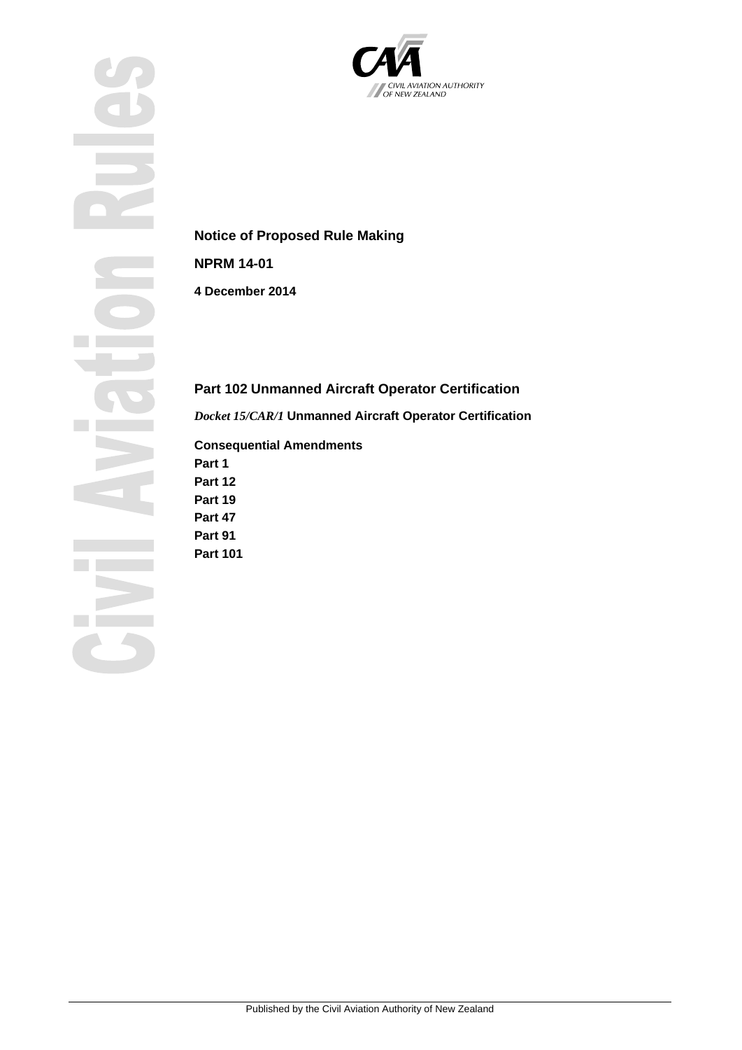CIVIL AVIATION AUTHORITY OF NEW ZEALAND

Civil Aviation Rules

**Notice of Proposed Rule Making**

**NPRM 14-01**

**4 December 2014**

## Part 102 Unmanned Aircraft Operator Certification

*Docket 15/CAR/1* **Unmanned Aircraft Operator Certification**

**Consequential Amendments**
**Part 1**
**Part 12**
**Part 19**
**Part 47**
**Part 91**
**Part 101**

Published by the Civil Aviation Authority of New Zealand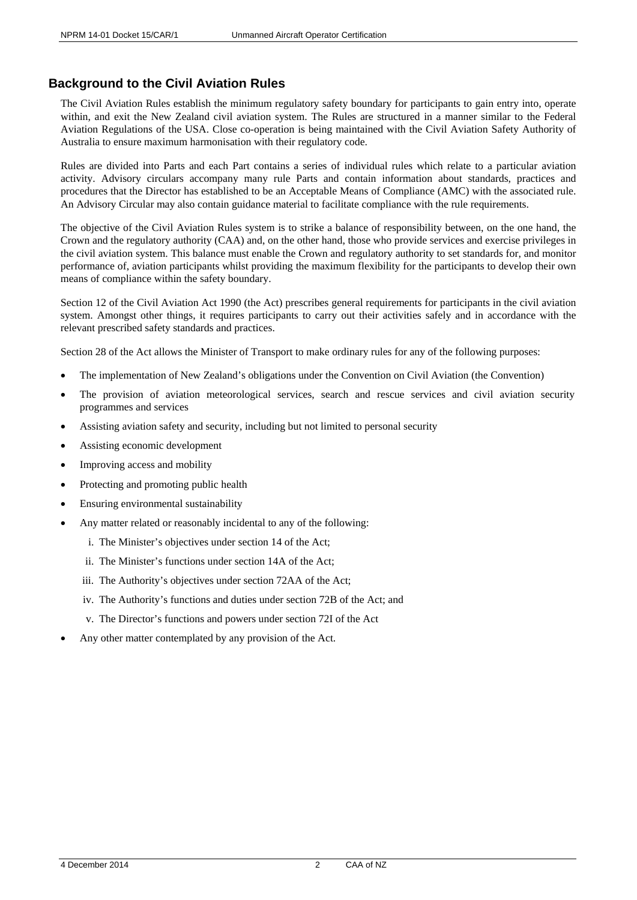## Background to the Civil Aviation Rules

The Civil Aviation Rules establish the minimum regulatory safety boundary for participants to gain entry into, operate within, and exit the New Zealand civil aviation system. The Rules are structured in a manner similar to the Federal Aviation Regulations of the USA. Close co-operation is being maintained with the Civil Aviation Safety Authority of Australia to ensure maximum harmonisation with their regulatory code.

Rules are divided into Parts and each Part contains a series of individual rules which relate to a particular aviation activity. Advisory circulars accompany many rule Parts and contain information about standards, practices and procedures that the Director has established to be an Acceptable Means of Compliance (AMC) with the associated rule. An Advisory Circular may also contain guidance material to facilitate compliance with the rule requirements.

The objective of the Civil Aviation Rules system is to strike a balance of responsibility between, on the one hand, the Crown and the regulatory authority (CAA) and, on the other hand, those who provide services and exercise privileges in the civil aviation system. This balance must enable the Crown and regulatory authority to set standards for, and monitor performance of, aviation participants whilst providing the maximum flexibility for the participants to develop their own means of compliance within the safety boundary.

Section 12 of the Civil Aviation Act 1990 (the Act) prescribes general requirements for participants in the civil aviation system. Amongst other things, it requires participants to carry out their activities safely and in accordance with the relevant prescribed safety standards and practices.

Section 28 of the Act allows the Minister of Transport to make ordinary rules for any of the following purposes:

- The implementation of New Zealand's obligations under the Convention on Civil Aviation (the Convention)
- The provision of aviation meteorological services, search and rescue services and civil aviation security programmes and services
- Assisting aviation safety and security, including but not limited to personal security
- Assisting economic development
- Improving access and mobility
- Protecting and promoting public health
- Ensuring environmental sustainability
- Any matter related or reasonably incidental to any of the following:
    i. The Minister's objectives under section 14 of the Act;
    ii. The Minister's functions under section 14A of the Act;
    iii. The Authority's objectives under section 72AA of the Act;
    iv. The Authority's functions and duties under section 72B of the Act; and
    v. The Director's functions and powers under section 72I of the Act
- Any other matter contemplated by any provision of the Act.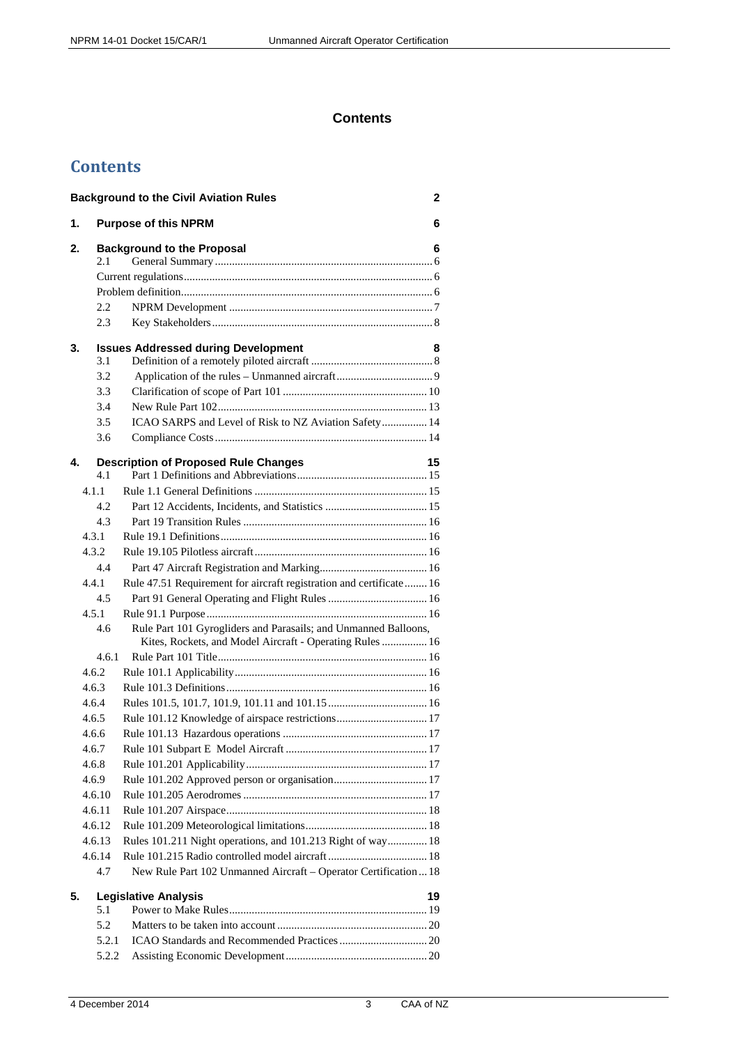# Contents

## Contents

| | | |
|---|---|---|
| **Background to the Civil Aviation Rules** | | **2** |
| **1.** | **Purpose of this NPRM** | **6** |
| **2.** | **Background to the Proposal** | **6** |
| 2.1 | General Summary | 6 |
| | Current regulations | 6 |
| | Problem definition | 6 |
| 2.2 | NPRM Development | 7 |
| 2.3 | Key Stakeholders | 8 |
| **3.** | **Issues Addressed during Development** | **8** |
| 3.1 | Definition of a remotely piloted aircraft | 8 |
| 3.2 | Application of the rules – Unmanned aircraft | 9 |
| 3.3 | Clarification of scope of Part 101 | 10 |
| 3.4 | New Rule Part 102 | 13 |
| 3.5 | ICAO SARPS and Level of Risk to NZ Aviation Safety | 14 |
| 3.6 | Compliance Costs | 14 |
| **4.** | **Description of Proposed Rule Changes** | **15** |
| 4.1 | Part 1 Definitions and Abbreviations | 15 |
| 4.1.1 | Rule 1.1 General Definitions | 15 |
| 4.2 | Part 12 Accidents, Incidents, and Statistics | 15 |
| 4.3 | Part 19 Transition Rules | 16 |
| 4.3.1 | Rule 19.1 Definitions | 16 |
| 4.3.2 | Rule 19.105 Pilotless aircraft | 16 |
| 4.4 | Part 47 Aircraft Registration and Marking | 16 |
| 4.4.1 | Rule 47.51 Requirement for aircraft registration and certificate | 16 |
| 4.5 | Part 91 General Operating and Flight Rules | 16 |
| 4.5.1 | Rule 91.1 Purpose | 16 |
| 4.6 | Rule Part 101 Gyrogliders and Parasails; and Unmanned Balloons, Kites, Rockets, and Model Aircraft - Operating Rules | 16 |
| 4.6.1 | Rule Part 101 Title | 16 |
| 4.6.2 | Rule 101.1 Applicability | 16 |
| 4.6.3 | Rule 101.3 Definitions | 16 |
| 4.6.4 | Rules 101.5, 101.7, 101.9, 101.11 and 101.15 | 16 |
| 4.6.5 | Rule 101.12 Knowledge of airspace restrictions | 17 |
| 4.6.6 | Rule 101.13 Hazardous operations | 17 |
| 4.6.7 | Rule 101 Subpart E Model Aircraft | 17 |
| 4.6.8 | Rule 101.201 Applicability | 17 |
| 4.6.9 | Rule 101.202 Approved person or organisation | 17 |
| 4.6.10 | Rule 101.205 Aerodromes | 17 |
| 4.6.11 | Rule 101.207 Airspace | 18 |
| 4.6.12 | Rule 101.209 Meteorological limitations | 18 |
| 4.6.13 | Rules 101.211 Night operations, and 101.213 Right of way | 18 |
| 4.6.14 | Rule 101.215 Radio controlled model aircraft | 18 |
| 4.7 | New Rule Part 102 Unmanned Aircraft – Operator Certification | 18 |
| **5.** | **Legislative Analysis** | **19** |
| 5.1 | Power to Make Rules | 19 |
| 5.2 | Matters to be taken into account | 20 |
| 5.2.1 | ICAO Standards and Recommended Practices | 20 |
| 5.2.2 | Assisting Economic Development | 20 |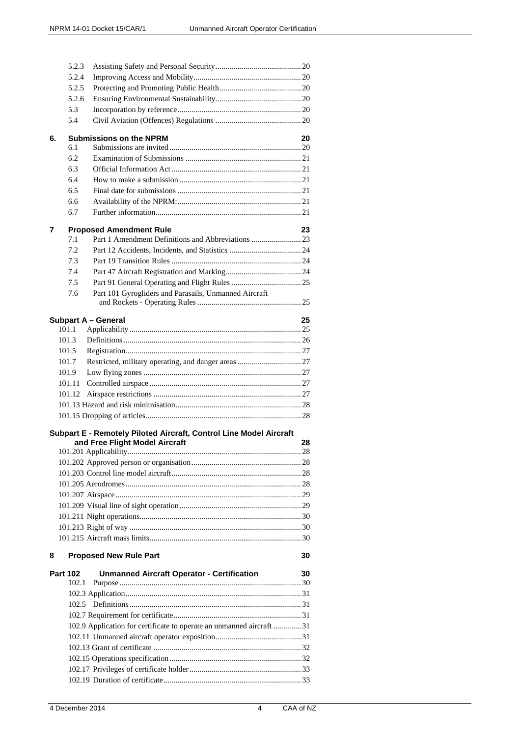5.2.3 Assisting Safety and Personal Security .......... 20
5.2.4 Improving Access and Mobility .......... 20
5.2.5 Protecting and Promoting Public Health .......... 20
5.2.6 Ensuring Environmental Sustainability .......... 20
5.3 Incorporation by reference .......... 20
5.4 Civil Aviation (Offences) Regulations .......... 20

**6. Submissions on the NPRM** **20**

6.1 Submissions are invited .......... 20
6.2 Examination of Submissions .......... 21
6.3 Official Information Act .......... 21
6.4 How to make a submission .......... 21
6.5 Final date for submissions .......... 21
6.6 Availability of the NPRM: .......... 21
6.7 Further information .......... 21

**7 Proposed Amendment Rule** **23**

7.1 Part 1 Amendment Definitions and Abbreviations .......... 23
7.2 Part 12 Accidents, Incidents, and Statistics .......... 24
7.3 Part 19 Transition Rules .......... 24
7.4 Part 47 Aircraft Registration and Marking .......... 24
7.5 Part 91 General Operating and Flight Rules .......... 25
7.6 Part 101 Gyrogliders and Parasails, Unmanned Aircraft and Rockets - Operating Rules .......... 25

**Subpart A – General** **25**

101.1 Applicability .......... 25
101.3 Definitions .......... 26
101.5 Registration .......... 27
101.7 Restricted, military operating, and danger areas .......... 27
101.9 Low flying zones .......... 27
101.11 Controlled airspace .......... 27
101.12 Airspace restrictions .......... 27
101.13 Hazard and risk minimisation .......... 28
101.15 Dropping of articles .......... 28

**Subpart E - Remotely Piloted Aircraft, Control Line Model Aircraft and Free Flight Model Aircraft** **28**

101.201 Applicability .......... 28
101.202 Approved person or organisation .......... 28
101.203 Control line model aircraft .......... 28
101.205 Aerodromes .......... 28
101.207 Airspace .......... 29
101.209 Visual line of sight operation .......... 29
101.211 Night operations .......... 30
101.213 Right of way .......... 30
101.215 Aircraft mass limits .......... 30

**8 Proposed New Rule Part** **30**

**Part 102 Unmanned Aircraft Operator - Certification** **30**

102.1 Purpose .......... 30
102.3 Application .......... 31
102.5 Definitions .......... 31
102.7 Requirement for certificate .......... 31
102.9 Application for certificate to operate an unmanned aircraft .......... 31
102.11 Unmanned aircraft operator exposition .......... 31
102.13 Grant of certificate .......... 32
102.15 Operations specification .......... 32
102.17 Privileges of certificate holder .......... 33
102.19 Duration of certificate .......... 33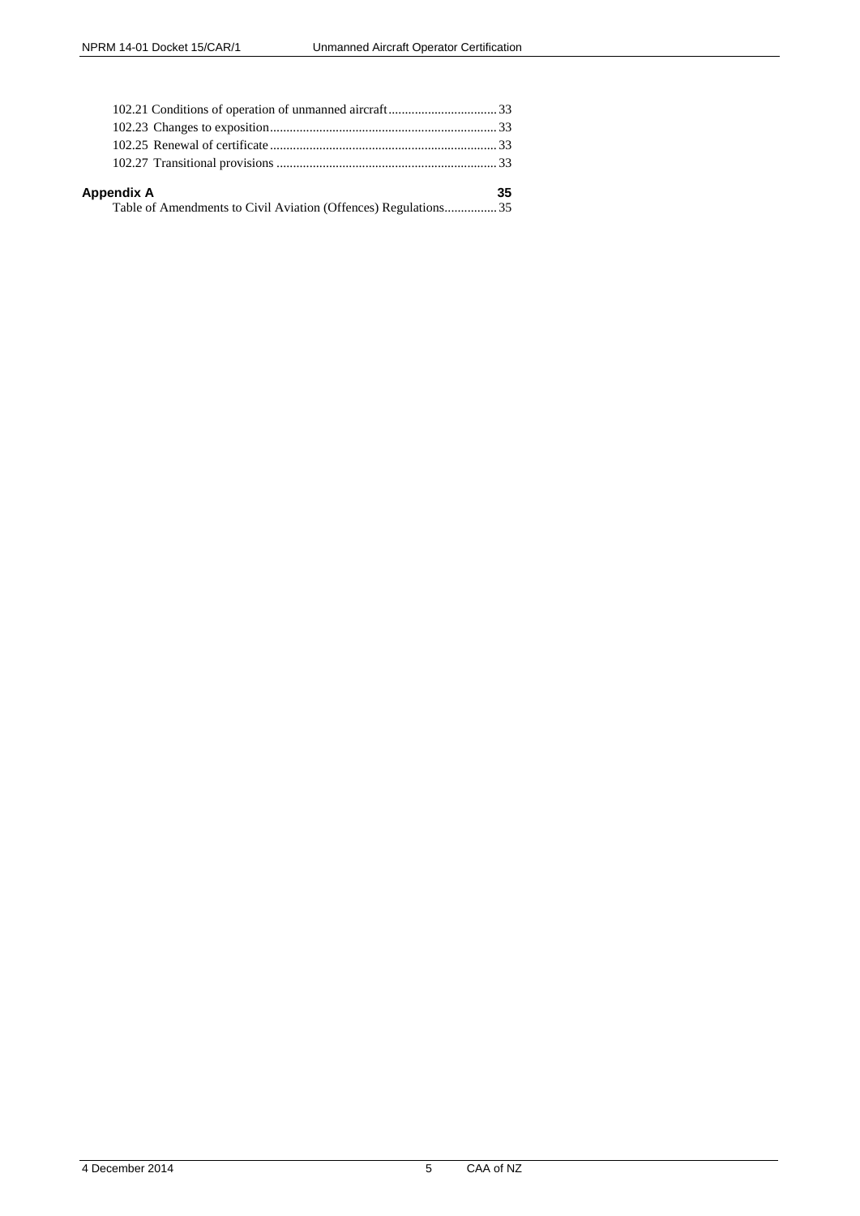102.21 Conditions of operation of unmanned aircraft................................33
102.23 Changes to exposition....................................................................33
102.25 Renewal of certificate....................................................................33
102.27 Transitional provisions ..................................................................33

**Appendix A** 35

Table of Amendments to Civil Aviation (Offences) Regulations................35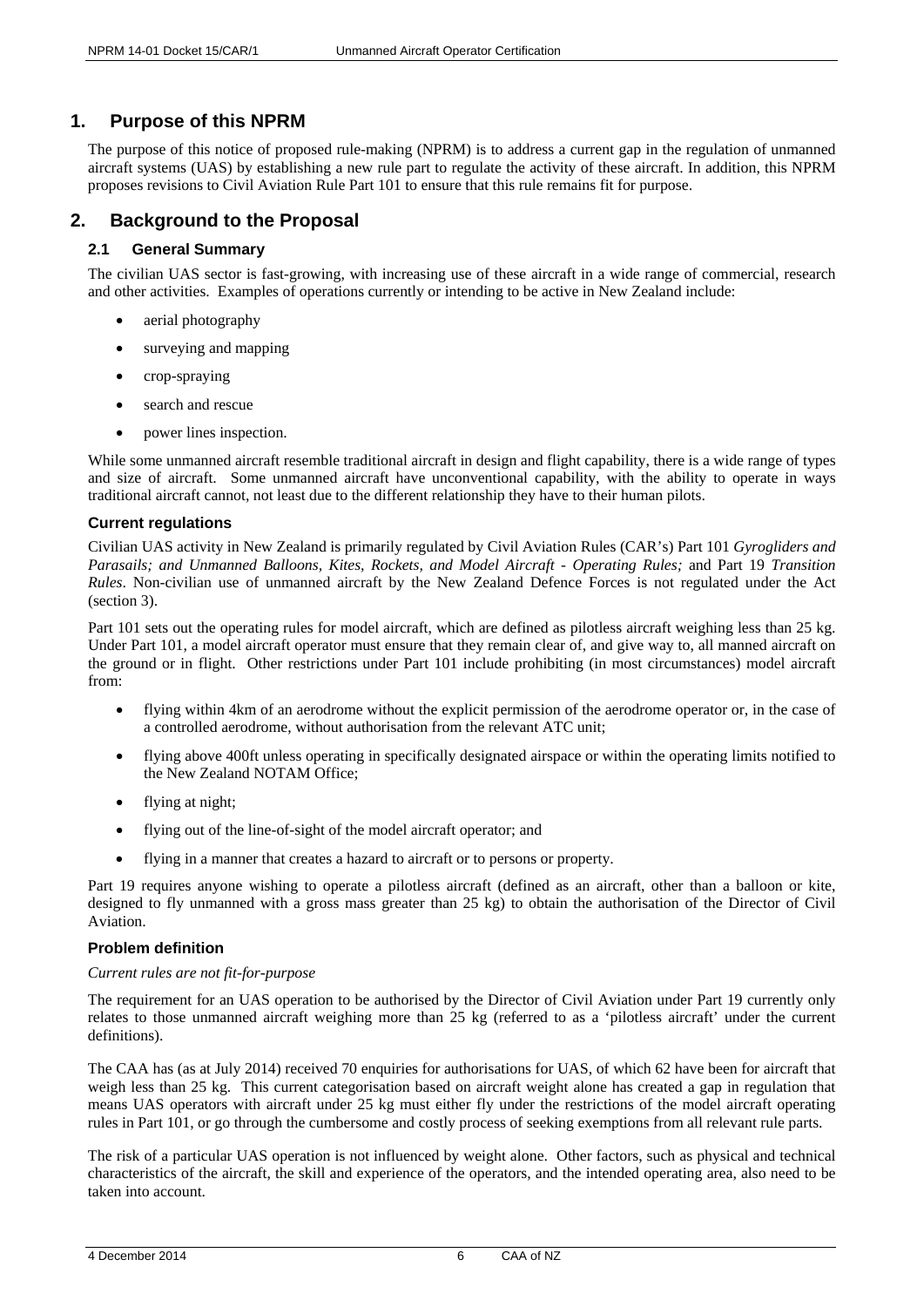# 1. Purpose of this NPRM

The purpose of this notice of proposed rule-making (NPRM) is to address a current gap in the regulation of unmanned aircraft systems (UAS) by establishing a new rule part to regulate the activity of these aircraft. In addition, this NPRM proposes revisions to Civil Aviation Rule Part 101 to ensure that this rule remains fit for purpose.

# 2. Background to the Proposal

## 2.1 General Summary

The civilian UAS sector is fast-growing, with increasing use of these aircraft in a wide range of commercial, research and other activities. Examples of operations currently or intending to be active in New Zealand include:

- aerial photography
- surveying and mapping
- crop-spraying
- search and rescue
- power lines inspection.

While some unmanned aircraft resemble traditional aircraft in design and flight capability, there is a wide range of types and size of aircraft. Some unmanned aircraft have unconventional capability, with the ability to operate in ways traditional aircraft cannot, not least due to the different relationship they have to their human pilots.

### Current regulations

Civilian UAS activity in New Zealand is primarily regulated by Civil Aviation Rules (CAR's) Part 101 *Gyrogliders and Parasails; and Unmanned Balloons, Kites, Rockets, and Model Aircraft - Operating Rules;* and Part 19 *Transition Rules*. Non-civilian use of unmanned aircraft by the New Zealand Defence Forces is not regulated under the Act (section 3).

Part 101 sets out the operating rules for model aircraft, which are defined as pilotless aircraft weighing less than 25 kg. Under Part 101, a model aircraft operator must ensure that they remain clear of, and give way to, all manned aircraft on the ground or in flight. Other restrictions under Part 101 include prohibiting (in most circumstances) model aircraft from:

- flying within 4km of an aerodrome without the explicit permission of the aerodrome operator or, in the case of a controlled aerodrome, without authorisation from the relevant ATC unit;
- flying above 400ft unless operating in specifically designated airspace or within the operating limits notified to the New Zealand NOTAM Office;
- flying at night;
- flying out of the line-of-sight of the model aircraft operator; and
- flying in a manner that creates a hazard to aircraft or to persons or property.

Part 19 requires anyone wishing to operate a pilotless aircraft (defined as an aircraft, other than a balloon or kite, designed to fly unmanned with a gross mass greater than 25 kg) to obtain the authorisation of the Director of Civil Aviation.

### Problem definition

*Current rules are not fit-for-purpose*

The requirement for an UAS operation to be authorised by the Director of Civil Aviation under Part 19 currently only relates to those unmanned aircraft weighing more than 25 kg (referred to as a 'pilotless aircraft' under the current definitions).

The CAA has (as at July 2014) received 70 enquiries for authorisations for UAS, of which 62 have been for aircraft that weigh less than 25 kg. This current categorisation based on aircraft weight alone has created a gap in regulation that means UAS operators with aircraft under 25 kg must either fly under the restrictions of the model aircraft operating rules in Part 101, or go through the cumbersome and costly process of seeking exemptions from all relevant rule parts.

The risk of a particular UAS operation is not influenced by weight alone. Other factors, such as physical and technical characteristics of the aircraft, the skill and experience of the operators, and the intended operating area, also need to be taken into account.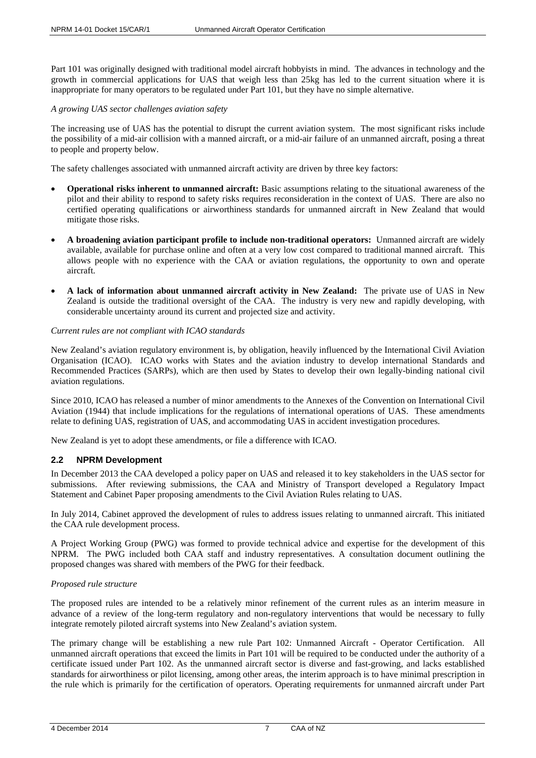Part 101 was originally designed with traditional model aircraft hobbyists in mind. The advances in technology and the growth in commercial applications for UAS that weigh less than 25kg has led to the current situation where it is inappropriate for many operators to be regulated under Part 101, but they have no simple alternative.

*A growing UAS sector challenges aviation safety*

The increasing use of UAS has the potential to disrupt the current aviation system. The most significant risks include the possibility of a mid-air collision with a manned aircraft, or a mid-air failure of an unmanned aircraft, posing a threat to people and property below.

The safety challenges associated with unmanned aircraft activity are driven by three key factors:

- **Operational risks inherent to unmanned aircraft:** Basic assumptions relating to the situational awareness of the pilot and their ability to respond to safety risks requires reconsideration in the context of UAS. There are also no certified operating qualifications or airworthiness standards for unmanned aircraft in New Zealand that would mitigate those risks.

- **A broadening aviation participant profile to include non-traditional operators:** Unmanned aircraft are widely available, available for purchase online and often at a very low cost compared to traditional manned aircraft. This allows people with no experience with the CAA or aviation regulations, the opportunity to own and operate aircraft.

- **A lack of information about unmanned aircraft activity in New Zealand:** The private use of UAS in New Zealand is outside the traditional oversight of the CAA. The industry is very new and rapidly developing, with considerable uncertainty around its current and projected size and activity.

*Current rules are not compliant with ICAO standards*

New Zealand's aviation regulatory environment is, by obligation, heavily influenced by the International Civil Aviation Organisation (ICAO). ICAO works with States and the aviation industry to develop international Standards and Recommended Practices (SARPs), which are then used by States to develop their own legally-binding national civil aviation regulations.

Since 2010, ICAO has released a number of minor amendments to the Annexes of the Convention on International Civil Aviation (1944) that include implications for the regulations of international operations of UAS. These amendments relate to defining UAS, registration of UAS, and accommodating UAS in accident investigation procedures.

New Zealand is yet to adopt these amendments, or file a difference with ICAO.

## 2.2 NPRM Development

In December 2013 the CAA developed a policy paper on UAS and released it to key stakeholders in the UAS sector for submissions. After reviewing submissions, the CAA and Ministry of Transport developed a Regulatory Impact Statement and Cabinet Paper proposing amendments to the Civil Aviation Rules relating to UAS.

In July 2014, Cabinet approved the development of rules to address issues relating to unmanned aircraft. This initiated the CAA rule development process.

A Project Working Group (PWG) was formed to provide technical advice and expertise for the development of this NPRM. The PWG included both CAA staff and industry representatives. A consultation document outlining the proposed changes was shared with members of the PWG for their feedback.

*Proposed rule structure*

The proposed rules are intended to be a relatively minor refinement of the current rules as an interim measure in advance of a review of the long-term regulatory and non-regulatory interventions that would be necessary to fully integrate remotely piloted aircraft systems into New Zealand's aviation system.

The primary change will be establishing a new rule Part 102: Unmanned Aircraft - Operator Certification. All unmanned aircraft operations that exceed the limits in Part 101 will be required to be conducted under the authority of a certificate issued under Part 102. As the unmanned aircraft sector is diverse and fast-growing, and lacks established standards for airworthiness or pilot licensing, among other areas, the interim approach is to have minimal prescription in the rule which is primarily for the certification of operators. Operating requirements for unmanned aircraft under Part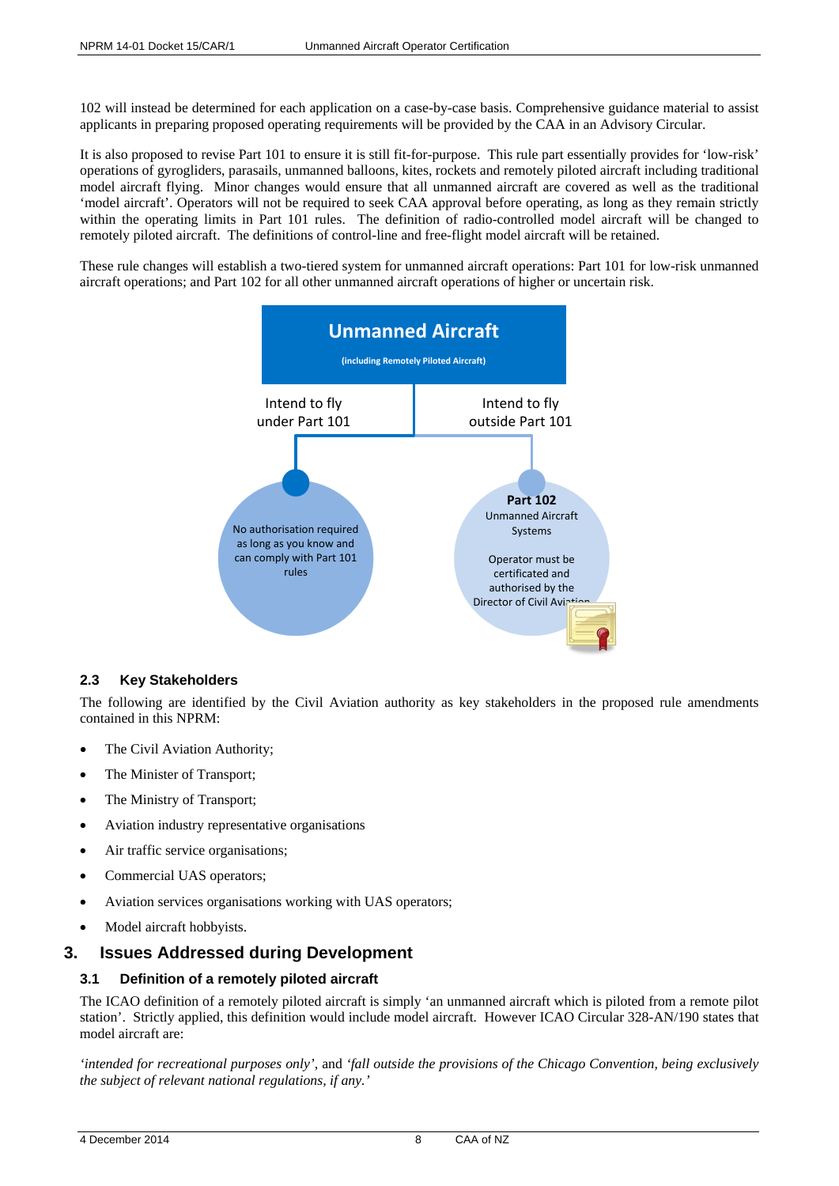102 will instead be determined for each application on a case-by-case basis. Comprehensive guidance material to assist applicants in preparing proposed operating requirements will be provided by the CAA in an Advisory Circular.

It is also proposed to revise Part 101 to ensure it is still fit-for-purpose. This rule part essentially provides for 'low-risk' operations of gyrogliders, parasails, unmanned balloons, kites, rockets and remotely piloted aircraft including traditional model aircraft flying. Minor changes would ensure that all unmanned aircraft are covered as well as the traditional 'model aircraft'. Operators will not be required to seek CAA approval before operating, as long as they remain strictly within the operating limits in Part 101 rules. The definition of radio-controlled model aircraft will be changed to remotely piloted aircraft. The definitions of control-line and free-flight model aircraft will be retained.

These rule changes will establish a two-tiered system for unmanned aircraft operations: Part 101 for low-risk unmanned aircraft operations; and Part 102 for all other unmanned aircraft operations of higher or uncertain risk.

**Unmanned Aircraft**
(including Remotely Piloted Aircraft)

Intend to fly under Part 101 → No authorisation required as long as you know and can comply with Part 101 rules

Intend to fly outside Part 101 → **Part 102** Unmanned Aircraft Systems. Operator must be certificated and authorised by the Director of Civil Aviation

### 2.3 Key Stakeholders

The following are identified by the Civil Aviation authority as key stakeholders in the proposed rule amendments contained in this NPRM:

- The Civil Aviation Authority;
- The Minister of Transport;
- The Ministry of Transport;
- Aviation industry representative organisations
- Air traffic service organisations;
- Commercial UAS operators;
- Aviation services organisations working with UAS operators;
- Model aircraft hobbyists.

## 3. Issues Addressed during Development

### 3.1 Definition of a remotely piloted aircraft

The ICAO definition of a remotely piloted aircraft is simply 'an unmanned aircraft which is piloted from a remote pilot station'. Strictly applied, this definition would include model aircraft. However ICAO Circular 328-AN/190 states that model aircraft are:

*'intended for recreational purposes only'*, and *'fall outside the provisions of the Chicago Convention, being exclusively the subject of relevant national regulations, if any.'*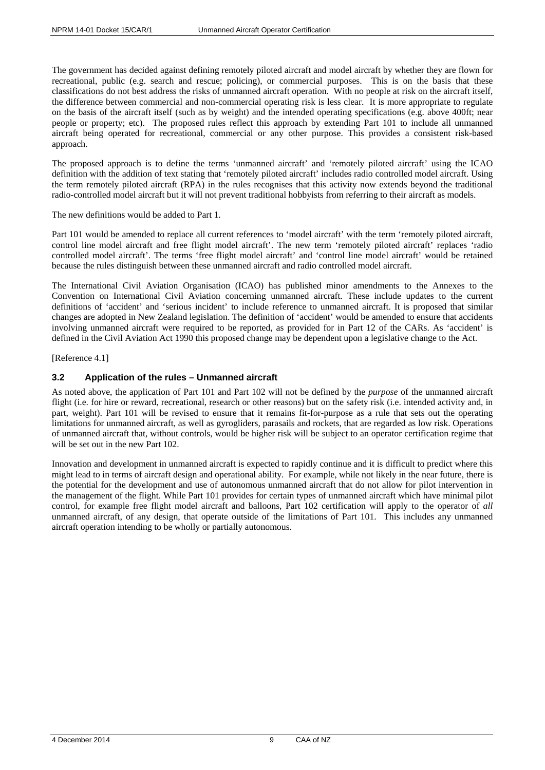The government has decided against defining remotely piloted aircraft and model aircraft by whether they are flown for recreational, public (e.g. search and rescue; policing), or commercial purposes. This is on the basis that these classifications do not best address the risks of unmanned aircraft operation. With no people at risk on the aircraft itself, the difference between commercial and non-commercial operating risk is less clear. It is more appropriate to regulate on the basis of the aircraft itself (such as by weight) and the intended operating specifications (e.g. above 400ft; near people or property; etc). The proposed rules reflect this approach by extending Part 101 to include all unmanned aircraft being operated for recreational, commercial or any other purpose. This provides a consistent risk-based approach.

The proposed approach is to define the terms 'unmanned aircraft' and 'remotely piloted aircraft' using the ICAO definition with the addition of text stating that 'remotely piloted aircraft' includes radio controlled model aircraft. Using the term remotely piloted aircraft (RPA) in the rules recognises that this activity now extends beyond the traditional radio-controlled model aircraft but it will not prevent traditional hobbyists from referring to their aircraft as models.

The new definitions would be added to Part 1.

Part 101 would be amended to replace all current references to 'model aircraft' with the term 'remotely piloted aircraft, control line model aircraft and free flight model aircraft'. The new term 'remotely piloted aircraft' replaces 'radio controlled model aircraft'. The terms 'free flight model aircraft' and 'control line model aircraft' would be retained because the rules distinguish between these unmanned aircraft and radio controlled model aircraft.

The International Civil Aviation Organisation (ICAO) has published minor amendments to the Annexes to the Convention on International Civil Aviation concerning unmanned aircraft. These include updates to the current definitions of 'accident' and 'serious incident' to include reference to unmanned aircraft. It is proposed that similar changes are adopted in New Zealand legislation. The definition of 'accident' would be amended to ensure that accidents involving unmanned aircraft were required to be reported, as provided for in Part 12 of the CARs. As 'accident' is defined in the Civil Aviation Act 1990 this proposed change may be dependent upon a legislative change to the Act.

[Reference 4.1]

### 3.2 Application of the rules – Unmanned aircraft

As noted above, the application of Part 101 and Part 102 will not be defined by the *purpose* of the unmanned aircraft flight (i.e. for hire or reward, recreational, research or other reasons) but on the safety risk (i.e. intended activity and, in part, weight). Part 101 will be revised to ensure that it remains fit-for-purpose as a rule that sets out the operating limitations for unmanned aircraft, as well as gyrogliders, parasails and rockets, that are regarded as low risk. Operations of unmanned aircraft that, without controls, would be higher risk will be subject to an operator certification regime that will be set out in the new Part 102.

Innovation and development in unmanned aircraft is expected to rapidly continue and it is difficult to predict where this might lead to in terms of aircraft design and operational ability. For example, while not likely in the near future, there is the potential for the development and use of autonomous unmanned aircraft that do not allow for pilot intervention in the management of the flight. While Part 101 provides for certain types of unmanned aircraft which have minimal pilot control, for example free flight model aircraft and balloons, Part 102 certification will apply to the operator of *all* unmanned aircraft, of any design, that operate outside of the limitations of Part 101. This includes any unmanned aircraft operation intending to be wholly or partially autonomous.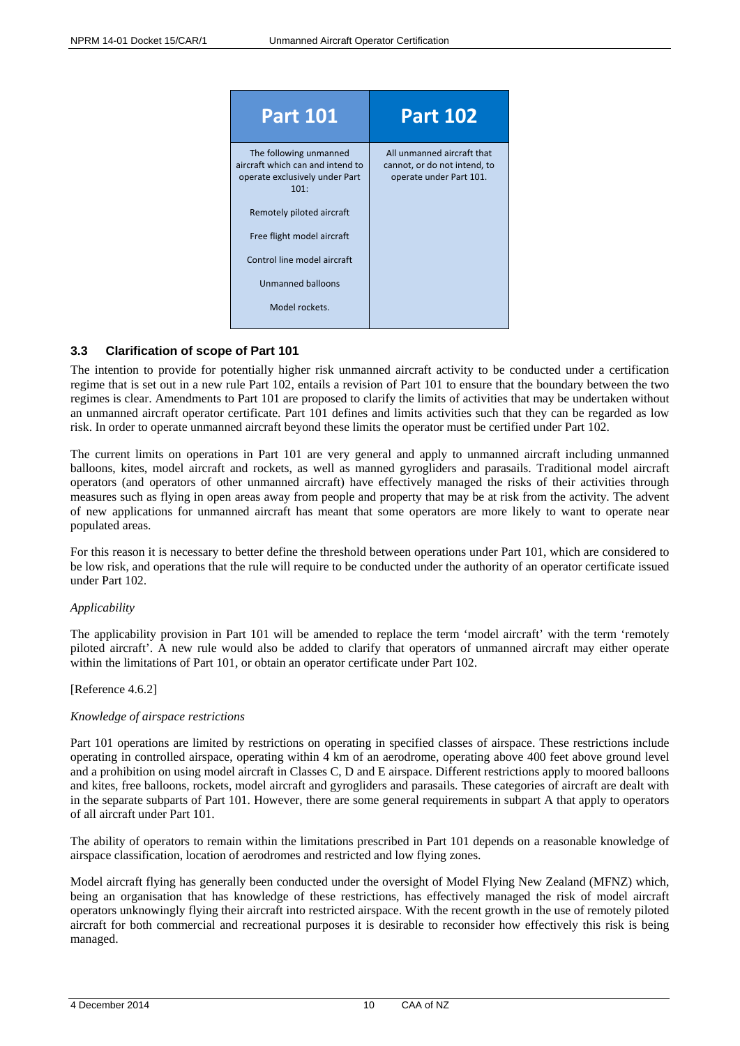| Part 101 | Part 102 |
|---|---|
| The following unmanned aircraft which can and intend to operate exclusively under Part 101:<br><br>Remotely piloted aircraft<br><br>Free flight model aircraft<br><br>Control line model aircraft<br><br>Unmanned balloons<br><br>Model rockets. | All unmanned aircraft that cannot, or do not intend, to operate under Part 101. |

### 3.3 Clarification of scope of Part 101

The intention to provide for potentially higher risk unmanned aircraft activity to be conducted under a certification regime that is set out in a new rule Part 102, entails a revision of Part 101 to ensure that the boundary between the two regimes is clear. Amendments to Part 101 are proposed to clarify the limits of activities that may be undertaken without an unmanned aircraft operator certificate. Part 101 defines and limits activities such that they can be regarded as low risk. In order to operate unmanned aircraft beyond these limits the operator must be certified under Part 102.

The current limits on operations in Part 101 are very general and apply to unmanned aircraft including unmanned balloons, kites, model aircraft and rockets, as well as manned gyrogliders and parasails. Traditional model aircraft operators (and operators of other unmanned aircraft) have effectively managed the risks of their activities through measures such as flying in open areas away from people and property that may be at risk from the activity. The advent of new applications for unmanned aircraft has meant that some operators are more likely to want to operate near populated areas.

For this reason it is necessary to better define the threshold between operations under Part 101, which are considered to be low risk, and operations that the rule will require to be conducted under the authority of an operator certificate issued under Part 102.

*Applicability*

The applicability provision in Part 101 will be amended to replace the term 'model aircraft' with the term 'remotely piloted aircraft'. A new rule would also be added to clarify that operators of unmanned aircraft may either operate within the limitations of Part 101, or obtain an operator certificate under Part 102.

[Reference 4.6.2]

*Knowledge of airspace restrictions*

Part 101 operations are limited by restrictions on operating in specified classes of airspace. These restrictions include operating in controlled airspace, operating within 4 km of an aerodrome, operating above 400 feet above ground level and a prohibition on using model aircraft in Classes C, D and E airspace. Different restrictions apply to moored balloons and kites, free balloons, rockets, model aircraft and gyrogliders and parasails. These categories of aircraft are dealt with in the separate subparts of Part 101. However, there are some general requirements in subpart A that apply to operators of all aircraft under Part 101.

The ability of operators to remain within the limitations prescribed in Part 101 depends on a reasonable knowledge of airspace classification, location of aerodromes and restricted and low flying zones.

Model aircraft flying has generally been conducted under the oversight of Model Flying New Zealand (MFNZ) which, being an organisation that has knowledge of these restrictions, has effectively managed the risk of model aircraft operators unknowingly flying their aircraft into restricted airspace. With the recent growth in the use of remotely piloted aircraft for both commercial and recreational purposes it is desirable to reconsider how effectively this risk is being managed.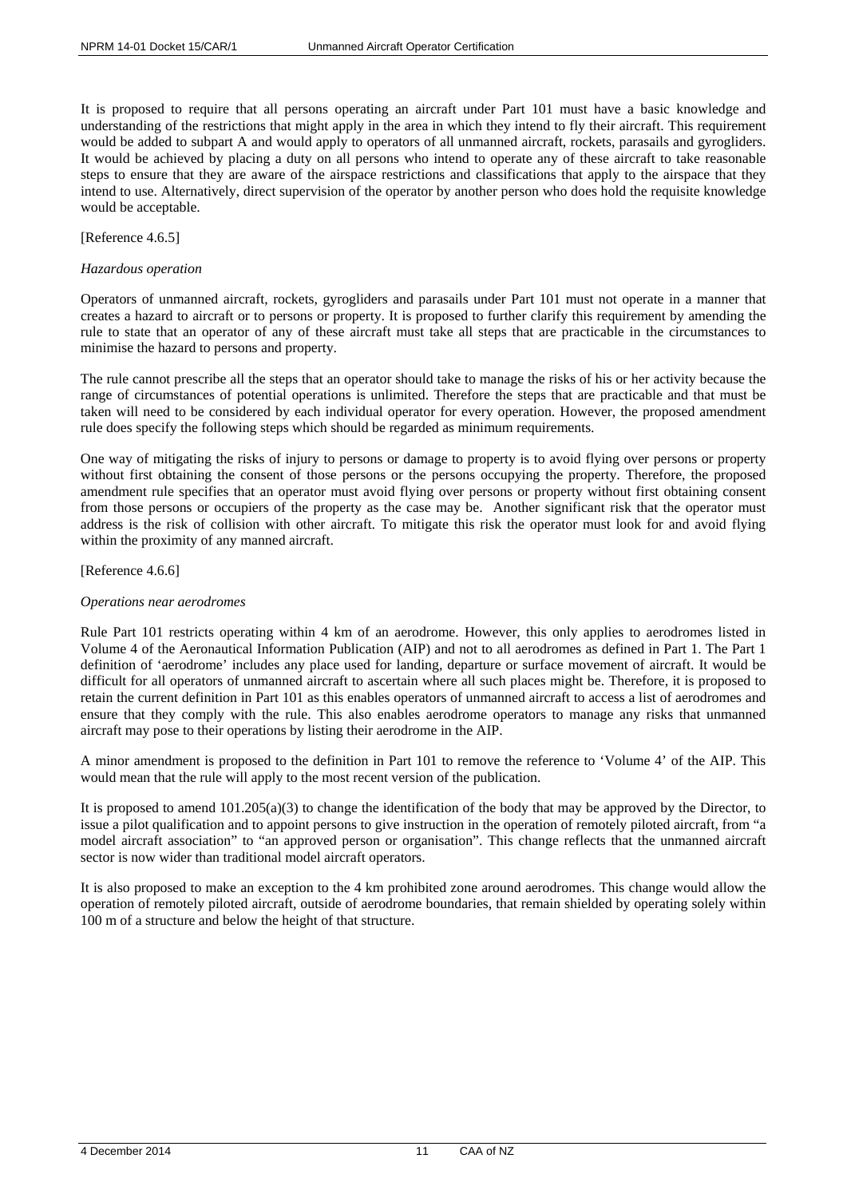It is proposed to require that all persons operating an aircraft under Part 101 must have a basic knowledge and understanding of the restrictions that might apply in the area in which they intend to fly their aircraft. This requirement would be added to subpart A and would apply to operators of all unmanned aircraft, rockets, parasails and gyrogliders. It would be achieved by placing a duty on all persons who intend to operate any of these aircraft to take reasonable steps to ensure that they are aware of the airspace restrictions and classifications that apply to the airspace that they intend to use. Alternatively, direct supervision of the operator by another person who does hold the requisite knowledge would be acceptable.

[Reference 4.6.5]

*Hazardous operation*

Operators of unmanned aircraft, rockets, gyrogliders and parasails under Part 101 must not operate in a manner that creates a hazard to aircraft or to persons or property. It is proposed to further clarify this requirement by amending the rule to state that an operator of any of these aircraft must take all steps that are practicable in the circumstances to minimise the hazard to persons and property.

The rule cannot prescribe all the steps that an operator should take to manage the risks of his or her activity because the range of circumstances of potential operations is unlimited. Therefore the steps that are practicable and that must be taken will need to be considered by each individual operator for every operation. However, the proposed amendment rule does specify the following steps which should be regarded as minimum requirements.

One way of mitigating the risks of injury to persons or damage to property is to avoid flying over persons or property without first obtaining the consent of those persons or the persons occupying the property. Therefore, the proposed amendment rule specifies that an operator must avoid flying over persons or property without first obtaining consent from those persons or occupiers of the property as the case may be. Another significant risk that the operator must address is the risk of collision with other aircraft. To mitigate this risk the operator must look for and avoid flying within the proximity of any manned aircraft.

[Reference 4.6.6]

*Operations near aerodromes*

Rule Part 101 restricts operating within 4 km of an aerodrome. However, this only applies to aerodromes listed in Volume 4 of the Aeronautical Information Publication (AIP) and not to all aerodromes as defined in Part 1. The Part 1 definition of 'aerodrome' includes any place used for landing, departure or surface movement of aircraft. It would be difficult for all operators of unmanned aircraft to ascertain where all such places might be. Therefore, it is proposed to retain the current definition in Part 101 as this enables operators of unmanned aircraft to access a list of aerodromes and ensure that they comply with the rule. This also enables aerodrome operators to manage any risks that unmanned aircraft may pose to their operations by listing their aerodrome in the AIP.

A minor amendment is proposed to the definition in Part 101 to remove the reference to 'Volume 4' of the AIP. This would mean that the rule will apply to the most recent version of the publication.

It is proposed to amend 101.205(a)(3) to change the identification of the body that may be approved by the Director, to issue a pilot qualification and to appoint persons to give instruction in the operation of remotely piloted aircraft, from "a model aircraft association" to "an approved person or organisation". This change reflects that the unmanned aircraft sector is now wider than traditional model aircraft operators.

It is also proposed to make an exception to the 4 km prohibited zone around aerodromes. This change would allow the operation of remotely piloted aircraft, outside of aerodrome boundaries, that remain shielded by operating solely within 100 m of a structure and below the height of that structure.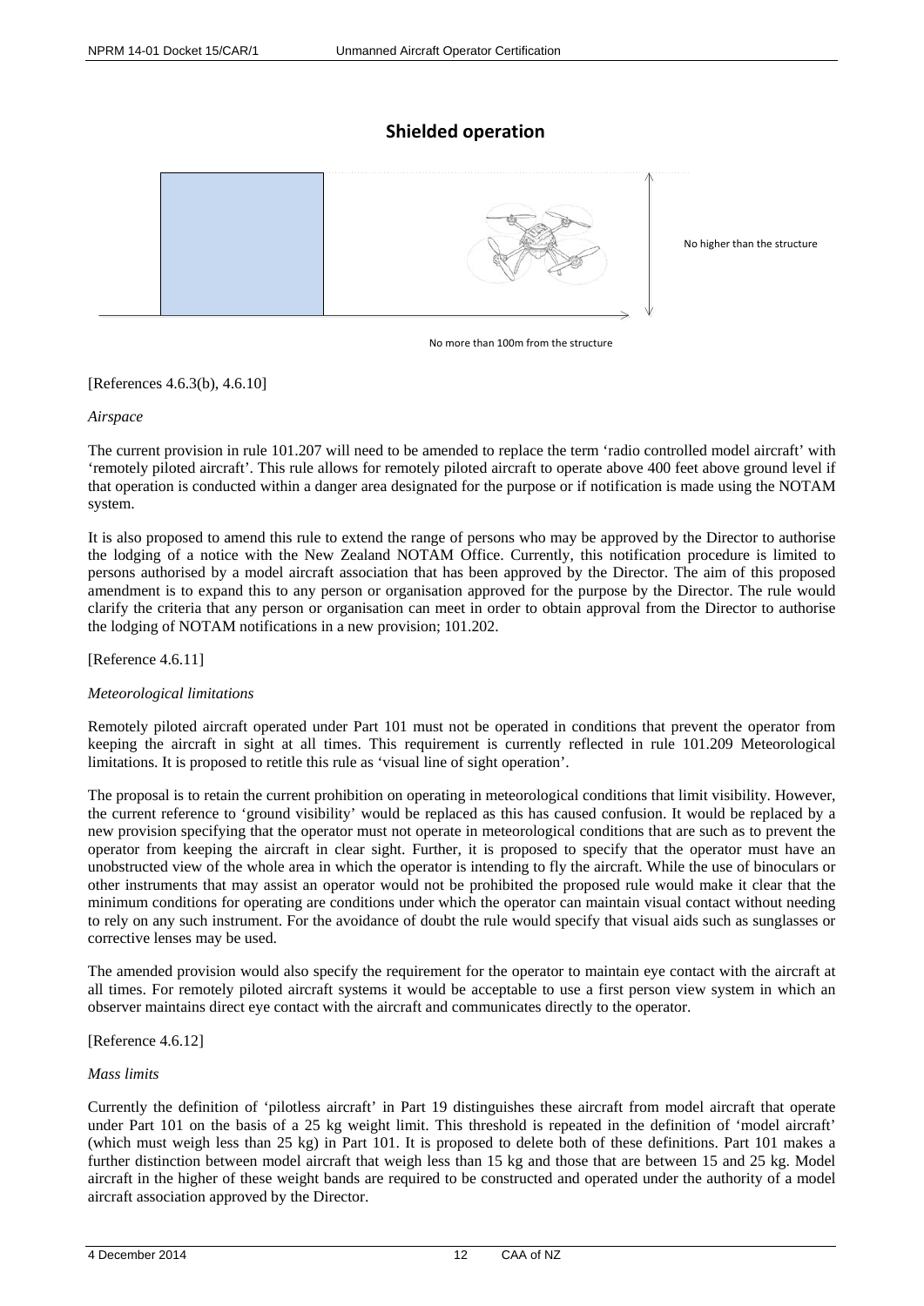## Shielded operation

No higher than the structure

No more than 100m from the structure

[References 4.6.3(b), 4.6.10]

*Airspace*

The current provision in rule 101.207 will need to be amended to replace the term 'radio controlled model aircraft' with 'remotely piloted aircraft'. This rule allows for remotely piloted aircraft to operate above 400 feet above ground level if that operation is conducted within a danger area designated for the purpose or if notification is made using the NOTAM system.

It is also proposed to amend this rule to extend the range of persons who may be approved by the Director to authorise the lodging of a notice with the New Zealand NOTAM Office. Currently, this notification procedure is limited to persons authorised by a model aircraft association that has been approved by the Director. The aim of this proposed amendment is to expand this to any person or organisation approved for the purpose by the Director. The rule would clarify the criteria that any person or organisation can meet in order to obtain approval from the Director to authorise the lodging of NOTAM notifications in a new provision; 101.202.

[Reference 4.6.11]

*Meteorological limitations*

Remotely piloted aircraft operated under Part 101 must not be operated in conditions that prevent the operator from keeping the aircraft in sight at all times. This requirement is currently reflected in rule 101.209 Meteorological limitations. It is proposed to retitle this rule as 'visual line of sight operation'.

The proposal is to retain the current prohibition on operating in meteorological conditions that limit visibility. However, the current reference to 'ground visibility' would be replaced as this has caused confusion. It would be replaced by a new provision specifying that the operator must not operate in meteorological conditions that are such as to prevent the operator from keeping the aircraft in clear sight. Further, it is proposed to specify that the operator must have an unobstructed view of the whole area in which the operator is intending to fly the aircraft. While the use of binoculars or other instruments that may assist an operator would not be prohibited the proposed rule would make it clear that the minimum conditions for operating are conditions under which the operator can maintain visual contact without needing to rely on any such instrument. For the avoidance of doubt the rule would specify that visual aids such as sunglasses or corrective lenses may be used.

The amended provision would also specify the requirement for the operator to maintain eye contact with the aircraft at all times. For remotely piloted aircraft systems it would be acceptable to use a first person view system in which an observer maintains direct eye contact with the aircraft and communicates directly to the operator.

[Reference 4.6.12]

*Mass limits*

Currently the definition of 'pilotless aircraft' in Part 19 distinguishes these aircraft from model aircraft that operate under Part 101 on the basis of a 25 kg weight limit. This threshold is repeated in the definition of 'model aircraft' (which must weigh less than 25 kg) in Part 101. It is proposed to delete both of these definitions. Part 101 makes a further distinction between model aircraft that weigh less than 15 kg and those that are between 15 and 25 kg. Model aircraft in the higher of these weight bands are required to be constructed and operated under the authority of a model aircraft association approved by the Director.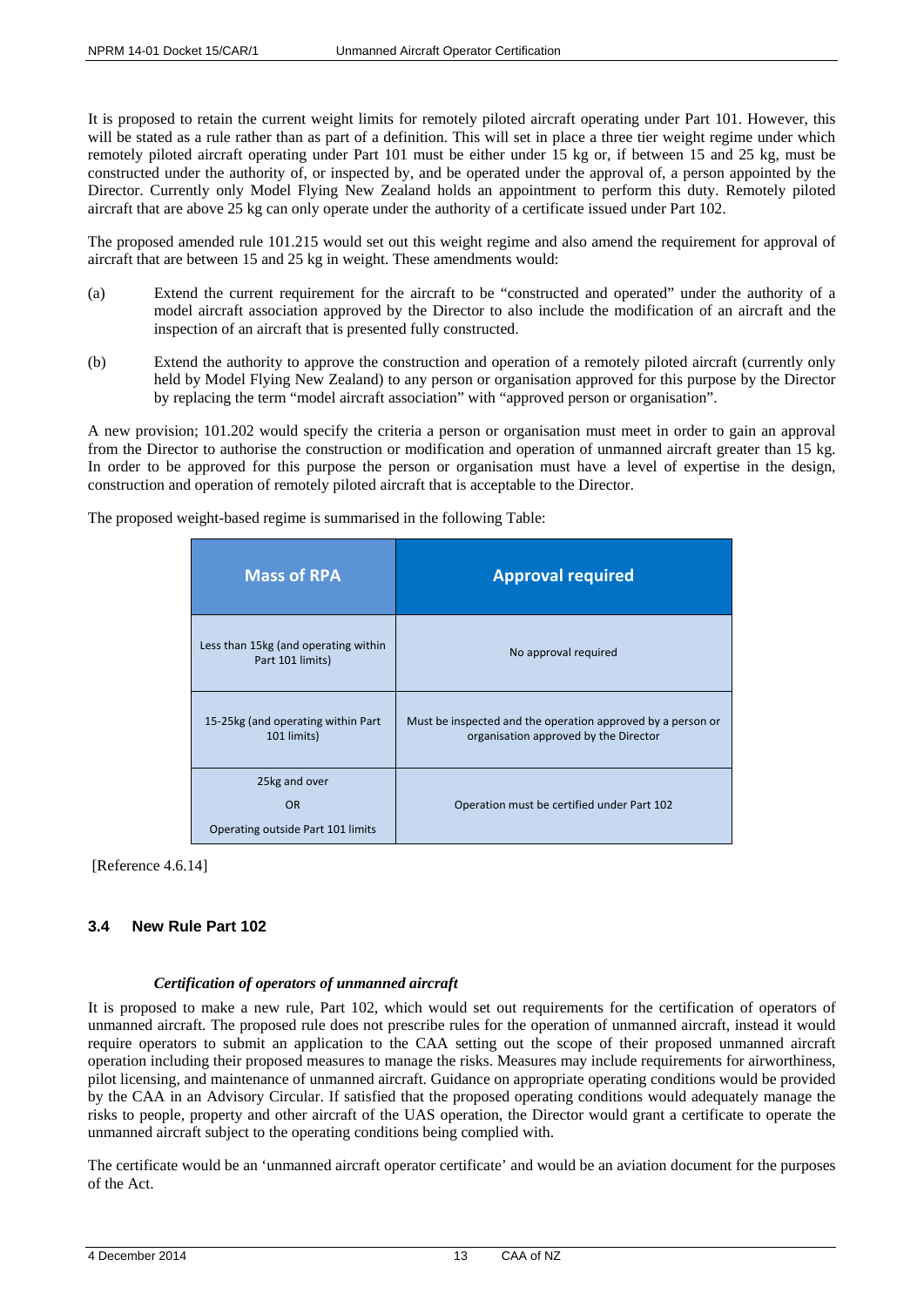It is proposed to retain the current weight limits for remotely piloted aircraft operating under Part 101. However, this will be stated as a rule rather than as part of a definition. This will set in place a three tier weight regime under which remotely piloted aircraft operating under Part 101 must be either under 15 kg or, if between 15 and 25 kg, must be constructed under the authority of, or inspected by, and be operated under the approval of, a person appointed by the Director. Currently only Model Flying New Zealand holds an appointment to perform this duty. Remotely piloted aircraft that are above 25 kg can only operate under the authority of a certificate issued under Part 102.

The proposed amended rule 101.215 would set out this weight regime and also amend the requirement for approval of aircraft that are between 15 and 25 kg in weight. These amendments would:

(a) Extend the current requirement for the aircraft to be "constructed and operated" under the authority of a model aircraft association approved by the Director to also include the modification of an aircraft and the inspection of an aircraft that is presented fully constructed.

(b) Extend the authority to approve the construction and operation of a remotely piloted aircraft (currently only held by Model Flying New Zealand) to any person or organisation approved for this purpose by the Director by replacing the term "model aircraft association" with "approved person or organisation".

A new provision; 101.202 would specify the criteria a person or organisation must meet in order to gain an approval from the Director to authorise the construction or modification and operation of unmanned aircraft greater than 15 kg. In order to be approved for this purpose the person or organisation must have a level of expertise in the design, construction and operation of remotely piloted aircraft that is acceptable to the Director.

The proposed weight-based regime is summarised in the following Table:

| Mass of RPA | Approval required |
| --- | --- |
| Less than 15kg (and operating within Part 101 limits) | No approval required |
| 15-25kg (and operating within Part 101 limits) | Must be inspected and the operation approved by a person or organisation approved by the Director |
| 25kg and over<br>OR<br>Operating outside Part 101 limits | Operation must be certified under Part 102 |

[Reference 4.6.14]

### 3.4 New Rule Part 102

#### *Certification of operators of unmanned aircraft*

It is proposed to make a new rule, Part 102, which would set out requirements for the certification of operators of unmanned aircraft. The proposed rule does not prescribe rules for the operation of unmanned aircraft, instead it would require operators to submit an application to the CAA setting out the scope of their proposed unmanned aircraft operation including their proposed measures to manage the risks. Measures may include requirements for airworthiness, pilot licensing, and maintenance of unmanned aircraft. Guidance on appropriate operating conditions would be provided by the CAA in an Advisory Circular. If satisfied that the proposed operating conditions would adequately manage the risks to people, property and other aircraft of the UAS operation, the Director would grant a certificate to operate the unmanned aircraft subject to the operating conditions being complied with.

The certificate would be an 'unmanned aircraft operator certificate' and would be an aviation document for the purposes of the Act.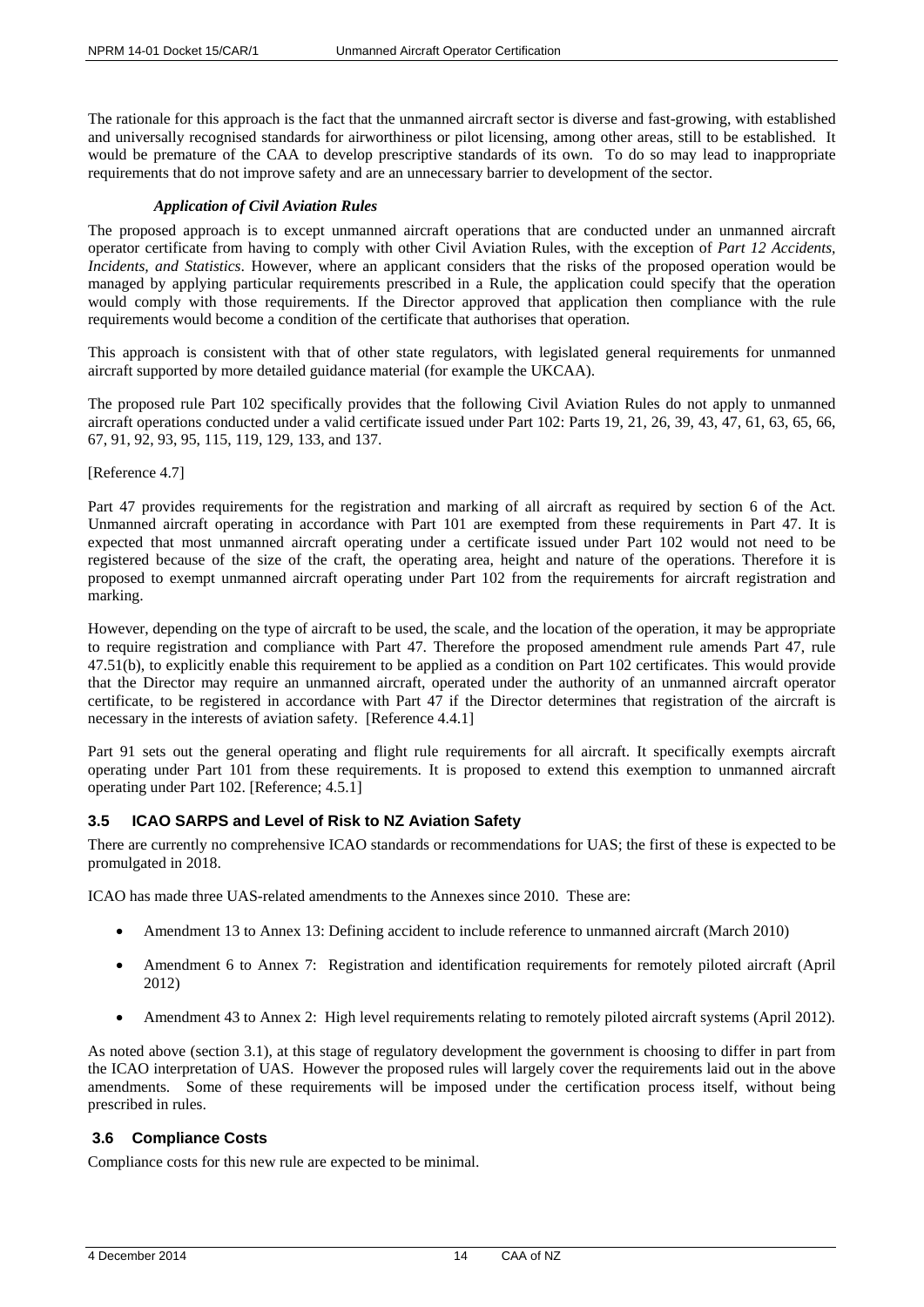The rationale for this approach is the fact that the unmanned aircraft sector is diverse and fast-growing, with established and universally recognised standards for airworthiness or pilot licensing, among other areas, still to be established. It would be premature of the CAA to develop prescriptive standards of its own. To do so may lead to inappropriate requirements that do not improve safety and are an unnecessary barrier to development of the sector.

#### *Application of Civil Aviation Rules*

The proposed approach is to except unmanned aircraft operations that are conducted under an unmanned aircraft operator certificate from having to comply with other Civil Aviation Rules, with the exception of *Part 12 Accidents, Incidents, and Statistics*. However, where an applicant considers that the risks of the proposed operation would be managed by applying particular requirements prescribed in a Rule, the application could specify that the operation would comply with those requirements. If the Director approved that application then compliance with the rule requirements would become a condition of the certificate that authorises that operation.

This approach is consistent with that of other state regulators, with legislated general requirements for unmanned aircraft supported by more detailed guidance material (for example the UKCAA).

The proposed rule Part 102 specifically provides that the following Civil Aviation Rules do not apply to unmanned aircraft operations conducted under a valid certificate issued under Part 102: Parts 19, 21, 26, 39, 43, 47, 61, 63, 65, 66, 67, 91, 92, 93, 95, 115, 119, 129, 133, and 137.

[Reference 4.7]

Part 47 provides requirements for the registration and marking of all aircraft as required by section 6 of the Act. Unmanned aircraft operating in accordance with Part 101 are exempted from these requirements in Part 47. It is expected that most unmanned aircraft operating under a certificate issued under Part 102 would not need to be registered because of the size of the craft, the operating area, height and nature of the operations. Therefore it is proposed to exempt unmanned aircraft operating under Part 102 from the requirements for aircraft registration and marking.

However, depending on the type of aircraft to be used, the scale, and the location of the operation, it may be appropriate to require registration and compliance with Part 47. Therefore the proposed amendment rule amends Part 47, rule 47.51(b), to explicitly enable this requirement to be applied as a condition on Part 102 certificates. This would provide that the Director may require an unmanned aircraft, operated under the authority of an unmanned aircraft operator certificate, to be registered in accordance with Part 47 if the Director determines that registration of the aircraft is necessary in the interests of aviation safety. [Reference 4.4.1]

Part 91 sets out the general operating and flight rule requirements for all aircraft. It specifically exempts aircraft operating under Part 101 from these requirements. It is proposed to extend this exemption to unmanned aircraft operating under Part 102. [Reference; 4.5.1]

### 3.5 ICAO SARPS and Level of Risk to NZ Aviation Safety

There are currently no comprehensive ICAO standards or recommendations for UAS; the first of these is expected to be promulgated in 2018.

ICAO has made three UAS-related amendments to the Annexes since 2010. These are:

- Amendment 13 to Annex 13: Defining accident to include reference to unmanned aircraft (March 2010)
- Amendment 6 to Annex 7: Registration and identification requirements for remotely piloted aircraft (April 2012)
- Amendment 43 to Annex 2: High level requirements relating to remotely piloted aircraft systems (April 2012).

As noted above (section 3.1), at this stage of regulatory development the government is choosing to differ in part from the ICAO interpretation of UAS. However the proposed rules will largely cover the requirements laid out in the above amendments. Some of these requirements will be imposed under the certification process itself, without being prescribed in rules.

### 3.6 Compliance Costs

Compliance costs for this new rule are expected to be minimal.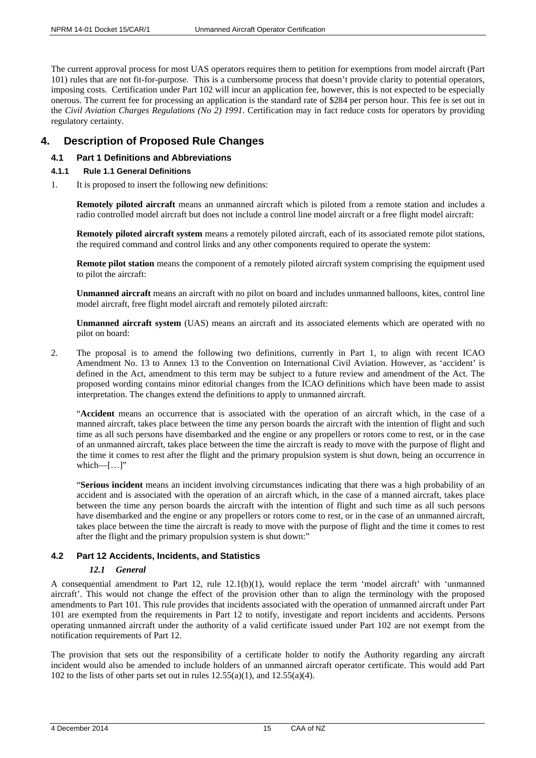The current approval process for most UAS operators requires them to petition for exemptions from model aircraft (Part 101) rules that are not fit-for-purpose. This is a cumbersome process that doesn't provide clarity to potential operators, imposing costs. Certification under Part 102 will incur an application fee, however, this is not expected to be especially onerous. The current fee for processing an application is the standard rate of $284 per person hour. This fee is set out in the *Civil Aviation Charges Regulations (No 2) 1991*. Certification may in fact reduce costs for operators by providing regulatory certainty.

# 4. Description of Proposed Rule Changes

## 4.1 Part 1 Definitions and Abbreviations

### 4.1.1 Rule 1.1 General Definitions

1. It is proposed to insert the following new definitions:

   **Remotely piloted aircraft** means an unmanned aircraft which is piloted from a remote station and includes a radio controlled model aircraft but does not include a control line model aircraft or a free flight model aircraft:

   **Remotely piloted aircraft system** means a remotely piloted aircraft, each of its associated remote pilot stations, the required command and control links and any other components required to operate the system:

   **Remote pilot station** means the component of a remotely piloted aircraft system comprising the equipment used to pilot the aircraft:

   **Unmanned aircraft** means an aircraft with no pilot on board and includes unmanned balloons, kites, control line model aircraft, free flight model aircraft and remotely piloted aircraft:

   **Unmanned aircraft system** (UAS) means an aircraft and its associated elements which are operated with no pilot on board:

2. The proposal is to amend the following two definitions, currently in Part 1, to align with recent ICAO Amendment No. 13 to Annex 13 to the Convention on International Civil Aviation. However, as 'accident' is defined in the Act, amendment to this term may be subject to a future review and amendment of the Act. The proposed wording contains minor editorial changes from the ICAO definitions which have been made to assist interpretation. The changes extend the definitions to apply to unmanned aircraft.

   "**Accident** means an occurrence that is associated with the operation of an aircraft which, in the case of a manned aircraft, takes place between the time any person boards the aircraft with the intention of flight and such time as all such persons have disembarked and the engine or any propellers or rotors come to rest, or in the case of an unmanned aircraft, takes place between the time the aircraft is ready to move with the purpose of flight and the time it comes to rest after the flight and the primary propulsion system is shut down, being an occurrence in which—[…]"

   "**Serious incident** means an incident involving circumstances indicating that there was a high probability of an accident and is associated with the operation of an aircraft which, in the case of a manned aircraft, takes place between the time any person boards the aircraft with the intention of flight and such time as all such persons have disembarked and the engine or any propellers or rotors come to rest, or in the case of an unmanned aircraft, takes place between the time the aircraft is ready to move with the purpose of flight and the time it comes to rest after the flight and the primary propulsion system is shut down:"

## 4.2 Part 12 Accidents, Incidents, and Statistics

### *12.1 General*

A consequential amendment to Part 12, rule 12.1(b)(1), would replace the term 'model aircraft' with 'unmanned aircraft'. This would not change the effect of the provision other than to align the terminology with the proposed amendments to Part 101. This rule provides that incidents associated with the operation of unmanned aircraft under Part 101 are exempted from the requirements in Part 12 to notify, investigate and report incidents and accidents. Persons operating unmanned aircraft under the authority of a valid certificate issued under Part 102 are not exempt from the notification requirements of Part 12.

The provision that sets out the responsibility of a certificate holder to notify the Authority regarding any aircraft incident would also be amended to include holders of an unmanned aircraft operator certificate. This would add Part 102 to the lists of other parts set out in rules 12.55(a)(1), and 12.55(a)(4).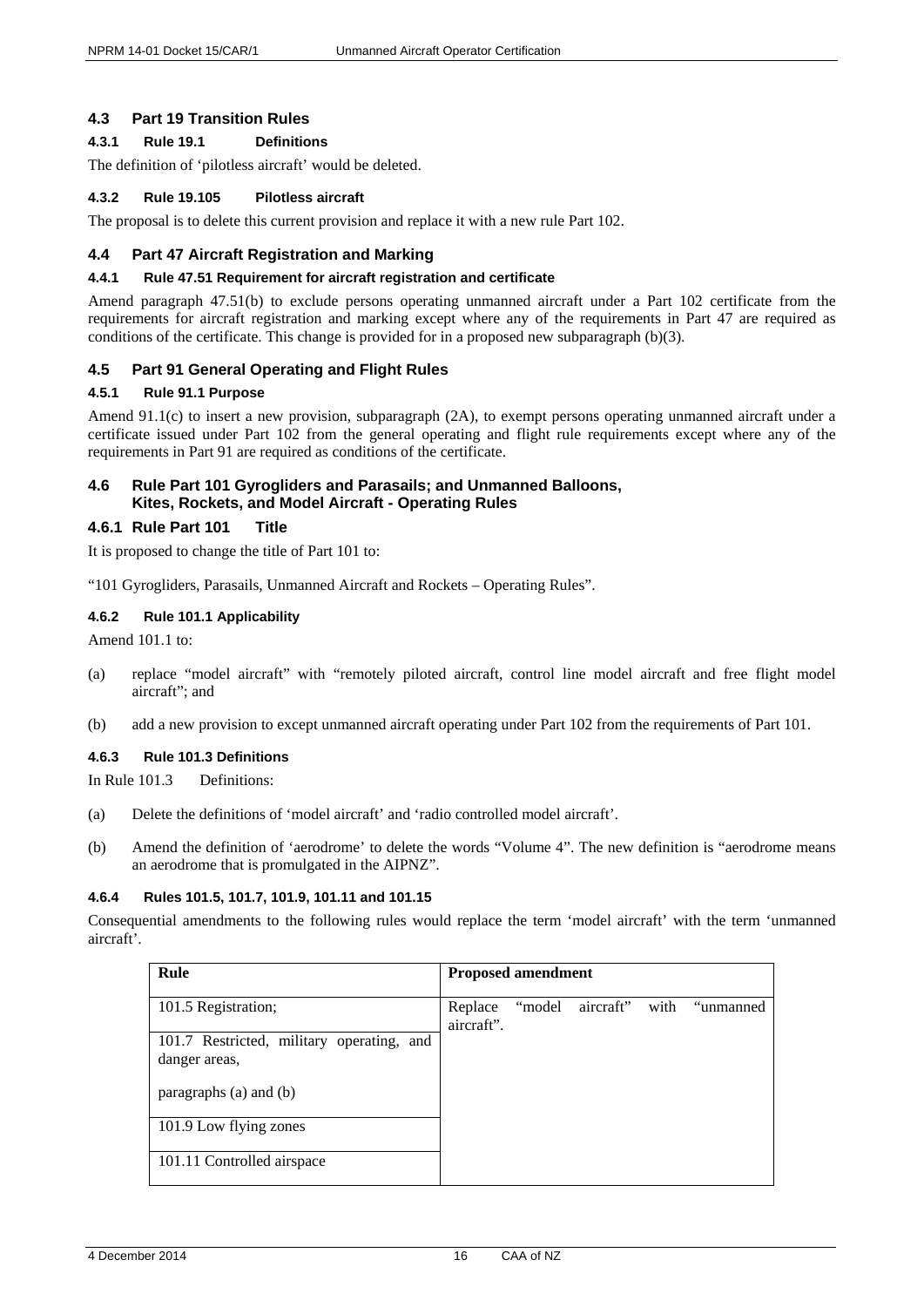## 4.3 Part 19 Transition Rules

### 4.3.1 Rule 19.1 Definitions

The definition of 'pilotless aircraft' would be deleted.

### 4.3.2 Rule 19.105 Pilotless aircraft

The proposal is to delete this current provision and replace it with a new rule Part 102.

## 4.4 Part 47 Aircraft Registration and Marking

### 4.4.1 Rule 47.51 Requirement for aircraft registration and certificate

Amend paragraph 47.51(b) to exclude persons operating unmanned aircraft under a Part 102 certificate from the requirements for aircraft registration and marking except where any of the requirements in Part 47 are required as conditions of the certificate. This change is provided for in a proposed new subparagraph (b)(3).

## 4.5 Part 91 General Operating and Flight Rules

### 4.5.1 Rule 91.1 Purpose

Amend 91.1(c) to insert a new provision, subparagraph (2A), to exempt persons operating unmanned aircraft under a certificate issued under Part 102 from the general operating and flight rule requirements except where any of the requirements in Part 91 are required as conditions of the certificate.

## 4.6 Rule Part 101 Gyrogliders and Parasails; and Unmanned Balloons, Kites, Rockets, and Model Aircraft - Operating Rules

### 4.6.1 Rule Part 101 Title

It is proposed to change the title of Part 101 to:

"101 Gyrogliders, Parasails, Unmanned Aircraft and Rockets – Operating Rules".

### 4.6.2 Rule 101.1 Applicability

Amend 101.1 to:

(a) replace "model aircraft" with "remotely piloted aircraft, control line model aircraft and free flight model aircraft"; and

(b) add a new provision to except unmanned aircraft operating under Part 102 from the requirements of Part 101.

### 4.6.3 Rule 101.3 Definitions

In Rule 101.3 Definitions:

(a) Delete the definitions of 'model aircraft' and 'radio controlled model aircraft'.

(b) Amend the definition of 'aerodrome' to delete the words "Volume 4". The new definition is "aerodrome means an aerodrome that is promulgated in the AIPNZ".

### 4.6.4 Rules 101.5, 101.7, 101.9, 101.11 and 101.15

Consequential amendments to the following rules would replace the term 'model aircraft' with the term 'unmanned aircraft'.

| Rule | Proposed amendment |
|---|---|
| 101.5 Registration; | Replace "model aircraft" with "unmanned aircraft". |
| 101.7 Restricted, military operating, and danger areas,<br><br>paragraphs (a) and (b) | |
| 101.9 Low flying zones | |
| 101.11 Controlled airspace | |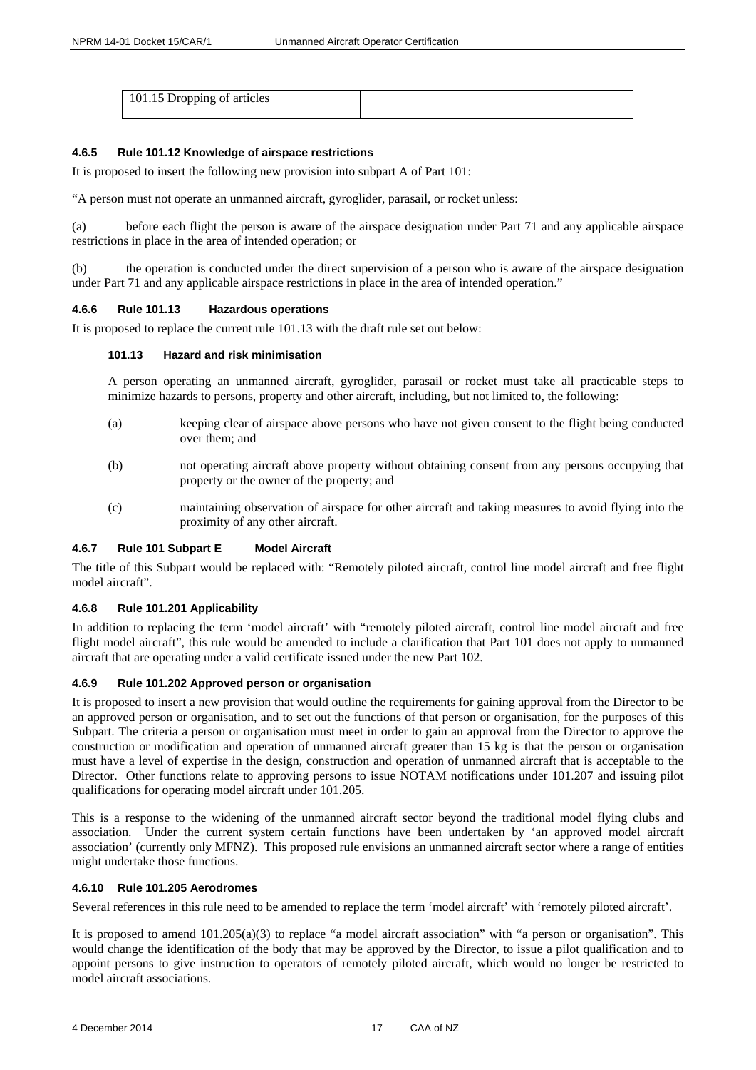| 101.15 Dropping of articles | |
|---|---|

#### 4.6.5 Rule 101.12 Knowledge of airspace restrictions

It is proposed to insert the following new provision into subpart A of Part 101:

"A person must not operate an unmanned aircraft, gyroglider, parasail, or rocket unless:

(a) before each flight the person is aware of the airspace designation under Part 71 and any applicable airspace restrictions in place in the area of intended operation; or

(b) the operation is conducted under the direct supervision of a person who is aware of the airspace designation under Part 71 and any applicable airspace restrictions in place in the area of intended operation."

#### 4.6.6 Rule 101.13 Hazardous operations

It is proposed to replace the current rule 101.13 with the draft rule set out below:

**101.13 Hazard and risk minimisation**

A person operating an unmanned aircraft, gyroglider, parasail or rocket must take all practicable steps to minimize hazards to persons, property and other aircraft, including, but not limited to, the following:

(a) keeping clear of airspace above persons who have not given consent to the flight being conducted over them; and

(b) not operating aircraft above property without obtaining consent from any persons occupying that property or the owner of the property; and

(c) maintaining observation of airspace for other aircraft and taking measures to avoid flying into the proximity of any other aircraft.

#### 4.6.7 Rule 101 Subpart E Model Aircraft

The title of this Subpart would be replaced with: "Remotely piloted aircraft, control line model aircraft and free flight model aircraft".

#### 4.6.8 Rule 101.201 Applicability

In addition to replacing the term 'model aircraft' with "remotely piloted aircraft, control line model aircraft and free flight model aircraft", this rule would be amended to include a clarification that Part 101 does not apply to unmanned aircraft that are operating under a valid certificate issued under the new Part 102.

#### 4.6.9 Rule 101.202 Approved person or organisation

It is proposed to insert a new provision that would outline the requirements for gaining approval from the Director to be an approved person or organisation, and to set out the functions of that person or organisation, for the purposes of this Subpart. The criteria a person or organisation must meet in order to gain an approval from the Director to approve the construction or modification and operation of unmanned aircraft greater than 15 kg is that the person or organisation must have a level of expertise in the design, construction and operation of unmanned aircraft that is acceptable to the Director. Other functions relate to approving persons to issue NOTAM notifications under 101.207 and issuing pilot qualifications for operating model aircraft under 101.205.

This is a response to the widening of the unmanned aircraft sector beyond the traditional model flying clubs and association. Under the current system certain functions have been undertaken by 'an approved model aircraft association' (currently only MFNZ). This proposed rule envisions an unmanned aircraft sector where a range of entities might undertake those functions.

#### 4.6.10 Rule 101.205 Aerodromes

Several references in this rule need to be amended to replace the term 'model aircraft' with 'remotely piloted aircraft'.

It is proposed to amend 101.205(a)(3) to replace "a model aircraft association" with "a person or organisation". This would change the identification of the body that may be approved by the Director, to issue a pilot qualification and to appoint persons to give instruction to operators of remotely piloted aircraft, which would no longer be restricted to model aircraft associations.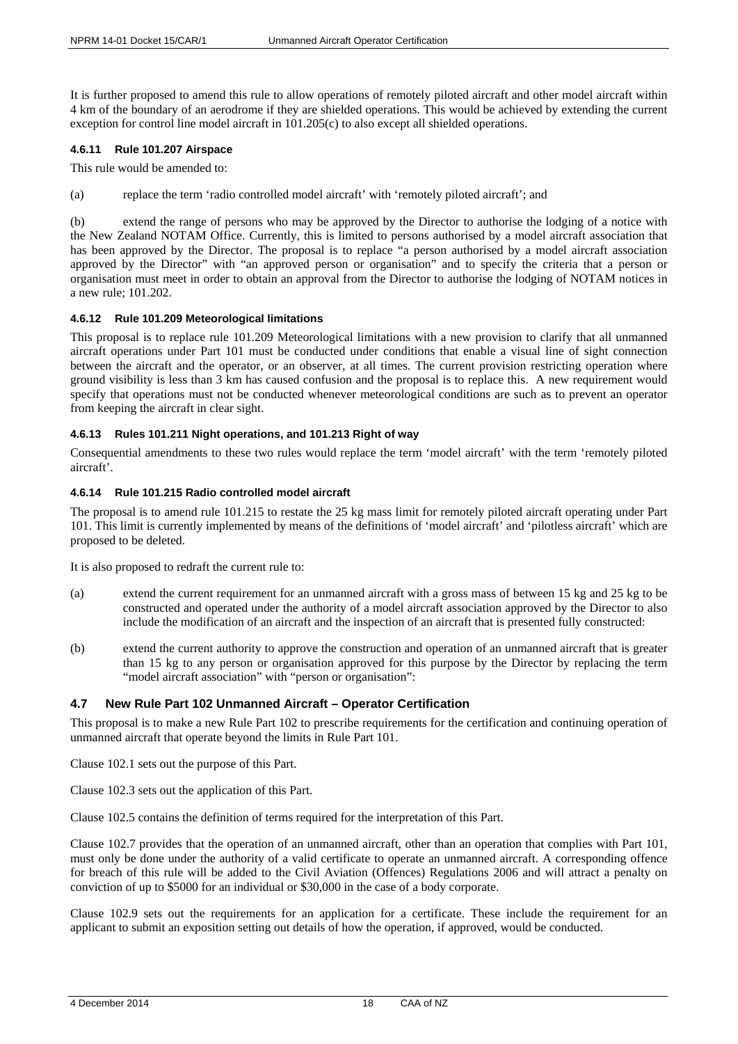It is further proposed to amend this rule to allow operations of remotely piloted aircraft and other model aircraft within 4 km of the boundary of an aerodrome if they are shielded operations. This would be achieved by extending the current exception for control line model aircraft in 101.205(c) to also except all shielded operations.

#### 4.6.11 Rule 101.207 Airspace

This rule would be amended to:

(a) replace the term 'radio controlled model aircraft' with 'remotely piloted aircraft'; and

(b) extend the range of persons who may be approved by the Director to authorise the lodging of a notice with the New Zealand NOTAM Office. Currently, this is limited to persons authorised by a model aircraft association that has been approved by the Director. The proposal is to replace "a person authorised by a model aircraft association approved by the Director" with "an approved person or organisation" and to specify the criteria that a person or organisation must meet in order to obtain an approval from the Director to authorise the lodging of NOTAM notices in a new rule; 101.202.

#### 4.6.12 Rule 101.209 Meteorological limitations

This proposal is to replace rule 101.209 Meteorological limitations with a new provision to clarify that all unmanned aircraft operations under Part 101 must be conducted under conditions that enable a visual line of sight connection between the aircraft and the operator, or an observer, at all times. The current provision restricting operation where ground visibility is less than 3 km has caused confusion and the proposal is to replace this. A new requirement would specify that operations must not be conducted whenever meteorological conditions are such as to prevent an operator from keeping the aircraft in clear sight.

#### 4.6.13 Rules 101.211 Night operations, and 101.213 Right of way

Consequential amendments to these two rules would replace the term 'model aircraft' with the term 'remotely piloted aircraft'.

#### 4.6.14 Rule 101.215 Radio controlled model aircraft

The proposal is to amend rule 101.215 to restate the 25 kg mass limit for remotely piloted aircraft operating under Part 101. This limit is currently implemented by means of the definitions of 'model aircraft' and 'pilotless aircraft' which are proposed to be deleted.

It is also proposed to redraft the current rule to:

(a) extend the current requirement for an unmanned aircraft with a gross mass of between 15 kg and 25 kg to be constructed and operated under the authority of a model aircraft association approved by the Director to also include the modification of an aircraft and the inspection of an aircraft that is presented fully constructed:

(b) extend the current authority to approve the construction and operation of an unmanned aircraft that is greater than 15 kg to any person or organisation approved for this purpose by the Director by replacing the term "model aircraft association" with "person or organisation":

### 4.7 New Rule Part 102 Unmanned Aircraft – Operator Certification

This proposal is to make a new Rule Part 102 to prescribe requirements for the certification and continuing operation of unmanned aircraft that operate beyond the limits in Rule Part 101.

Clause 102.1 sets out the purpose of this Part.

Clause 102.3 sets out the application of this Part.

Clause 102.5 contains the definition of terms required for the interpretation of this Part.

Clause 102.7 provides that the operation of an unmanned aircraft, other than an operation that complies with Part 101, must only be done under the authority of a valid certificate to operate an unmanned aircraft. A corresponding offence for breach of this rule will be added to the Civil Aviation (Offences) Regulations 2006 and will attract a penalty on conviction of up to $5000 for an individual or $30,000 in the case of a body corporate.

Clause 102.9 sets out the requirements for an application for a certificate. These include the requirement for an applicant to submit an exposition setting out details of how the operation, if approved, would be conducted.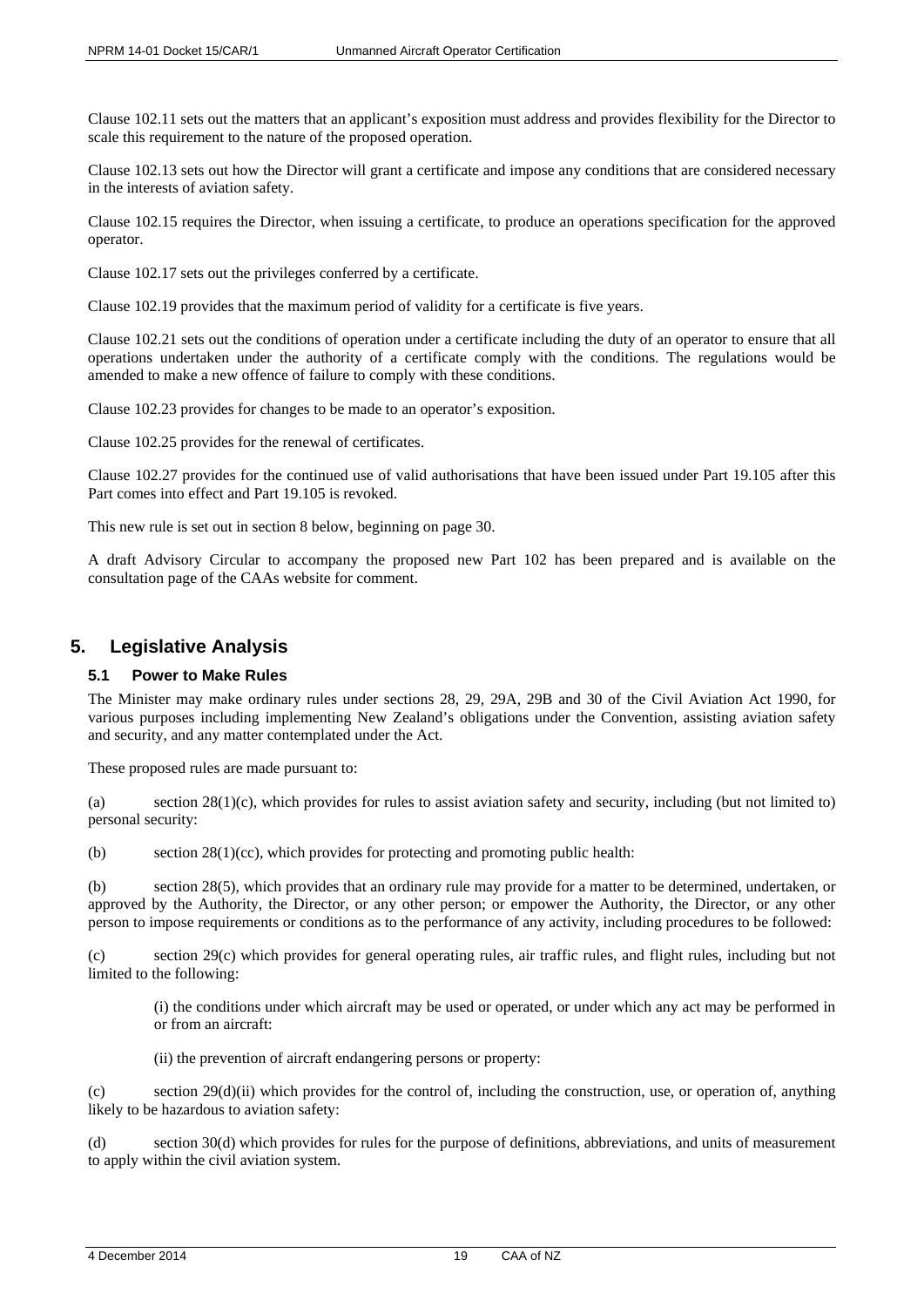Clause 102.11 sets out the matters that an applicant's exposition must address and provides flexibility for the Director to scale this requirement to the nature of the proposed operation.

Clause 102.13 sets out how the Director will grant a certificate and impose any conditions that are considered necessary in the interests of aviation safety.

Clause 102.15 requires the Director, when issuing a certificate, to produce an operations specification for the approved operator.

Clause 102.17 sets out the privileges conferred by a certificate.

Clause 102.19 provides that the maximum period of validity for a certificate is five years.

Clause 102.21 sets out the conditions of operation under a certificate including the duty of an operator to ensure that all operations undertaken under the authority of a certificate comply with the conditions. The regulations would be amended to make a new offence of failure to comply with these conditions.

Clause 102.23 provides for changes to be made to an operator's exposition.

Clause 102.25 provides for the renewal of certificates.

Clause 102.27 provides for the continued use of valid authorisations that have been issued under Part 19.105 after this Part comes into effect and Part 19.105 is revoked.

This new rule is set out in section 8 below, beginning on page 30.

A draft Advisory Circular to accompany the proposed new Part 102 has been prepared and is available on the consultation page of the CAAs website for comment.

## 5. Legislative Analysis

### 5.1 Power to Make Rules

The Minister may make ordinary rules under sections 28, 29, 29A, 29B and 30 of the Civil Aviation Act 1990, for various purposes including implementing New Zealand's obligations under the Convention, assisting aviation safety and security, and any matter contemplated under the Act.

These proposed rules are made pursuant to:

(a) section 28(1)(c), which provides for rules to assist aviation safety and security, including (but not limited to) personal security:

(b) section 28(1)(cc), which provides for protecting and promoting public health:

(b) section 28(5), which provides that an ordinary rule may provide for a matter to be determined, undertaken, or approved by the Authority, the Director, or any other person; or empower the Authority, the Director, or any other person to impose requirements or conditions as to the performance of any activity, including procedures to be followed:

(c) section 29(c) which provides for general operating rules, air traffic rules, and flight rules, including but not limited to the following:

> (i) the conditions under which aircraft may be used or operated, or under which any act may be performed in or from an aircraft:
>
> (ii) the prevention of aircraft endangering persons or property:

(c) section 29(d)(ii) which provides for the control of, including the construction, use, or operation of, anything likely to be hazardous to aviation safety:

(d) section 30(d) which provides for rules for the purpose of definitions, abbreviations, and units of measurement to apply within the civil aviation system.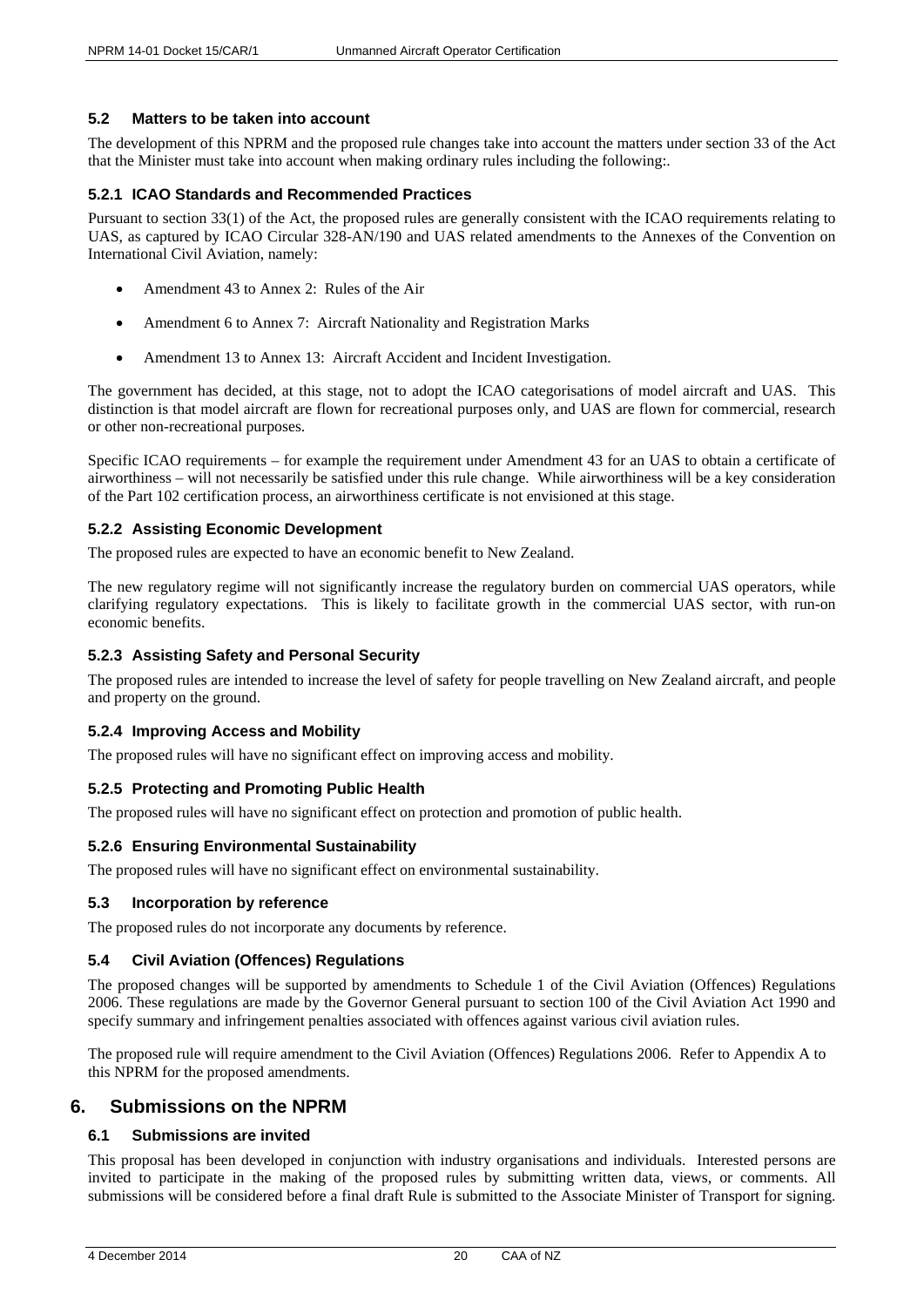### 5.2 Matters to be taken into account

The development of this NPRM and the proposed rule changes take into account the matters under section 33 of the Act that the Minister must take into account when making ordinary rules including the following:.

#### 5.2.1 ICAO Standards and Recommended Practices

Pursuant to section 33(1) of the Act, the proposed rules are generally consistent with the ICAO requirements relating to UAS, as captured by ICAO Circular 328-AN/190 and UAS related amendments to the Annexes of the Convention on International Civil Aviation, namely:

- Amendment 43 to Annex 2: Rules of the Air
- Amendment 6 to Annex 7: Aircraft Nationality and Registration Marks
- Amendment 13 to Annex 13: Aircraft Accident and Incident Investigation.

The government has decided, at this stage, not to adopt the ICAO categorisations of model aircraft and UAS. This distinction is that model aircraft are flown for recreational purposes only, and UAS are flown for commercial, research or other non-recreational purposes.

Specific ICAO requirements – for example the requirement under Amendment 43 for an UAS to obtain a certificate of airworthiness – will not necessarily be satisfied under this rule change. While airworthiness will be a key consideration of the Part 102 certification process, an airworthiness certificate is not envisioned at this stage.

#### 5.2.2 Assisting Economic Development

The proposed rules are expected to have an economic benefit to New Zealand.

The new regulatory regime will not significantly increase the regulatory burden on commercial UAS operators, while clarifying regulatory expectations. This is likely to facilitate growth in the commercial UAS sector, with run-on economic benefits.

#### 5.2.3 Assisting Safety and Personal Security

The proposed rules are intended to increase the level of safety for people travelling on New Zealand aircraft, and people and property on the ground.

#### 5.2.4 Improving Access and Mobility

The proposed rules will have no significant effect on improving access and mobility.

#### 5.2.5 Protecting and Promoting Public Health

The proposed rules will have no significant effect on protection and promotion of public health.

#### 5.2.6 Ensuring Environmental Sustainability

The proposed rules will have no significant effect on environmental sustainability.

### 5.3 Incorporation by reference

The proposed rules do not incorporate any documents by reference.

### 5.4 Civil Aviation (Offences) Regulations

The proposed changes will be supported by amendments to Schedule 1 of the Civil Aviation (Offences) Regulations 2006. These regulations are made by the Governor General pursuant to section 100 of the Civil Aviation Act 1990 and specify summary and infringement penalties associated with offences against various civil aviation rules.

The proposed rule will require amendment to the Civil Aviation (Offences) Regulations 2006. Refer to Appendix A to this NPRM for the proposed amendments.

## 6. Submissions on the NPRM

### 6.1 Submissions are invited

This proposal has been developed in conjunction with industry organisations and individuals. Interested persons are invited to participate in the making of the proposed rules by submitting written data, views, or comments. All submissions will be considered before a final draft Rule is submitted to the Associate Minister of Transport for signing.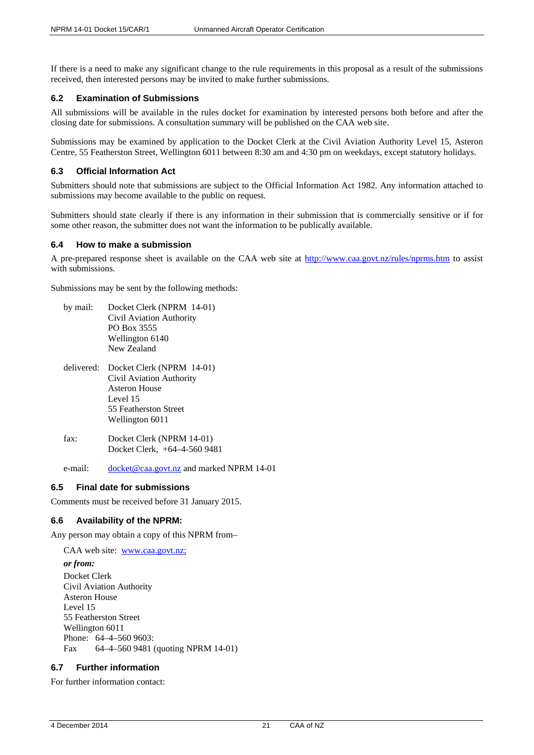If there is a need to make any significant change to the rule requirements in this proposal as a result of the submissions received, then interested persons may be invited to make further submissions.

### 6.2 Examination of Submissions

All submissions will be available in the rules docket for examination by interested persons both before and after the closing date for submissions. A consultation summary will be published on the CAA web site.

Submissions may be examined by application to the Docket Clerk at the Civil Aviation Authority Level 15, Asteron Centre, 55 Featherston Street, Wellington 6011 between 8:30 am and 4:30 pm on weekdays, except statutory holidays.

### 6.3 Official Information Act

Submitters should note that submissions are subject to the Official Information Act 1982. Any information attached to submissions may become available to the public on request.

Submitters should state clearly if there is any information in their submission that is commercially sensitive or if for some other reason, the submitter does not want the information to be publically available.

### 6.4 How to make a submission

A pre-prepared response sheet is available on the CAA web site at http://www.caa.govt.nz/rules/nprms.htm to assist with submissions.

Submissions may be sent by the following methods:

by mail: Docket Clerk (NPRM 14-01)
Civil Aviation Authority
PO Box 3555
Wellington 6140
New Zealand

delivered: Docket Clerk (NPRM 14-01)
Civil Aviation Authority
Asteron House
Level 15
55 Featherston Street
Wellington 6011

fax: Docket Clerk (NPRM 14-01)
Docket Clerk, +64–4-560 9481

e-mail: docket@caa.govt.nz and marked NPRM 14-01

### 6.5 Final date for submissions

Comments must be received before 31 January 2015.

### 6.6 Availability of the NPRM:

Any person may obtain a copy of this NPRM from–

CAA web site: www.caa.govt.nz;

***or from:***

Docket Clerk
Civil Aviation Authority
Asteron House
Level 15
55 Featherston Street
Wellington 6011
Phone: 64–4–560 9603:
Fax 64–4–560 9481 (quoting NPRM 14-01)

### 6.7 Further information

For further information contact: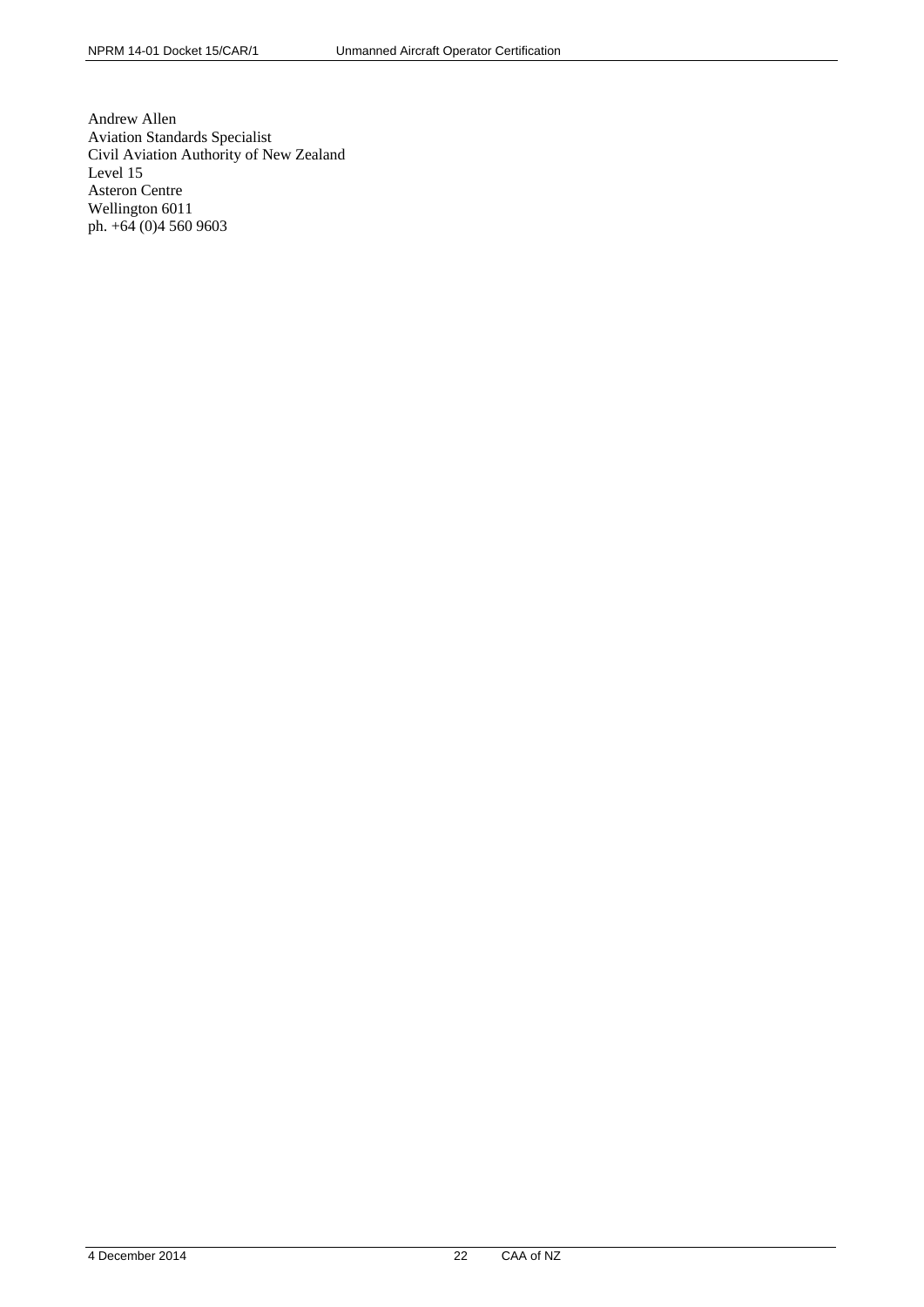Andrew Allen
Aviation Standards Specialist
Civil Aviation Authority of New Zealand
Level 15
Asteron Centre
Wellington 6011
ph. +64 (0)4 560 9603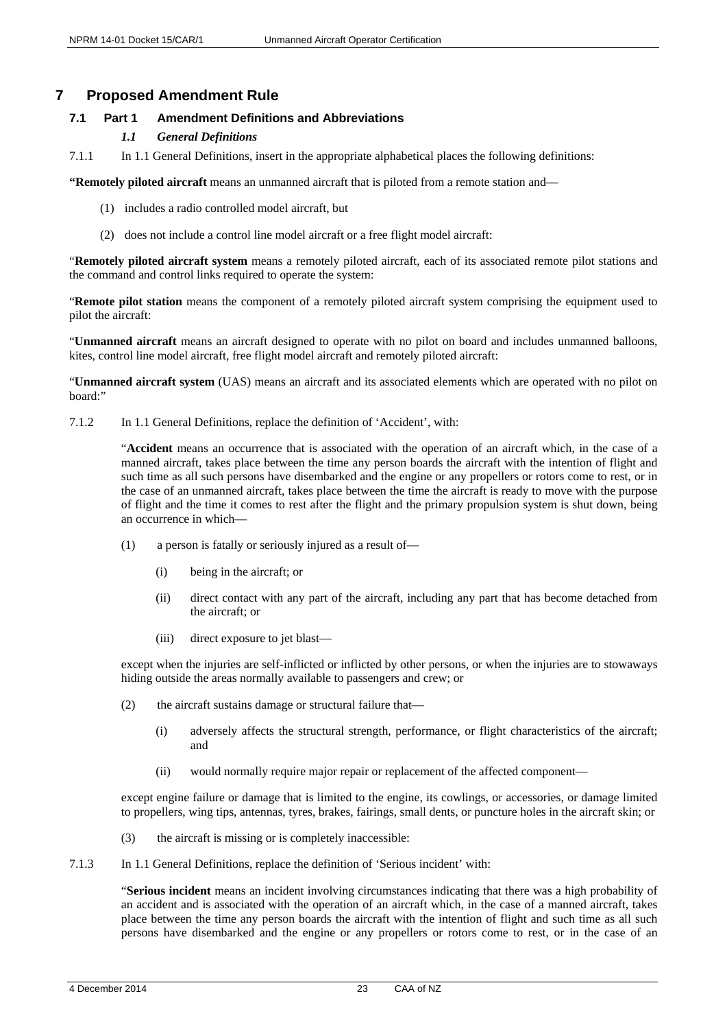# 7 Proposed Amendment Rule

## 7.1 Part 1 Amendment Definitions and Abbreviations

### *1.1 General Definitions*

7.1.1 In 1.1 General Definitions, insert in the appropriate alphabetical places the following definitions:

**"Remotely piloted aircraft** means an unmanned aircraft that is piloted from a remote station and—

(1) includes a radio controlled model aircraft, but

(2) does not include a control line model aircraft or a free flight model aircraft:

"**Remotely piloted aircraft system** means a remotely piloted aircraft, each of its associated remote pilot stations and the command and control links required to operate the system:

"**Remote pilot station** means the component of a remotely piloted aircraft system comprising the equipment used to pilot the aircraft:

"**Unmanned aircraft** means an aircraft designed to operate with no pilot on board and includes unmanned balloons, kites, control line model aircraft, free flight model aircraft and remotely piloted aircraft:

"**Unmanned aircraft system** (UAS) means an aircraft and its associated elements which are operated with no pilot on board:"

7.1.2 In 1.1 General Definitions, replace the definition of 'Accident', with:

"**Accident** means an occurrence that is associated with the operation of an aircraft which, in the case of a manned aircraft, takes place between the time any person boards the aircraft with the intention of flight and such time as all such persons have disembarked and the engine or any propellers or rotors come to rest, or in the case of an unmanned aircraft, takes place between the time the aircraft is ready to move with the purpose of flight and the time it comes to rest after the flight and the primary propulsion system is shut down, being an occurrence in which—

(1) a person is fatally or seriously injured as a result of—

(i) being in the aircraft; or

(ii) direct contact with any part of the aircraft, including any part that has become detached from the aircraft; or

(iii) direct exposure to jet blast—

except when the injuries are self-inflicted or inflicted by other persons, or when the injuries are to stowaways hiding outside the areas normally available to passengers and crew; or

(2) the aircraft sustains damage or structural failure that—

(i) adversely affects the structural strength, performance, or flight characteristics of the aircraft; and

(ii) would normally require major repair or replacement of the affected component—

except engine failure or damage that is limited to the engine, its cowlings, or accessories, or damage limited to propellers, wing tips, antennas, tyres, brakes, fairings, small dents, or puncture holes in the aircraft skin; or

(3) the aircraft is missing or is completely inaccessible:

7.1.3 In 1.1 General Definitions, replace the definition of 'Serious incident' with:

"**Serious incident** means an incident involving circumstances indicating that there was a high probability of an accident and is associated with the operation of an aircraft which, in the case of a manned aircraft, takes place between the time any person boards the aircraft with the intention of flight and such time as all such persons have disembarked and the engine or any propellers or rotors come to rest, or in the case of an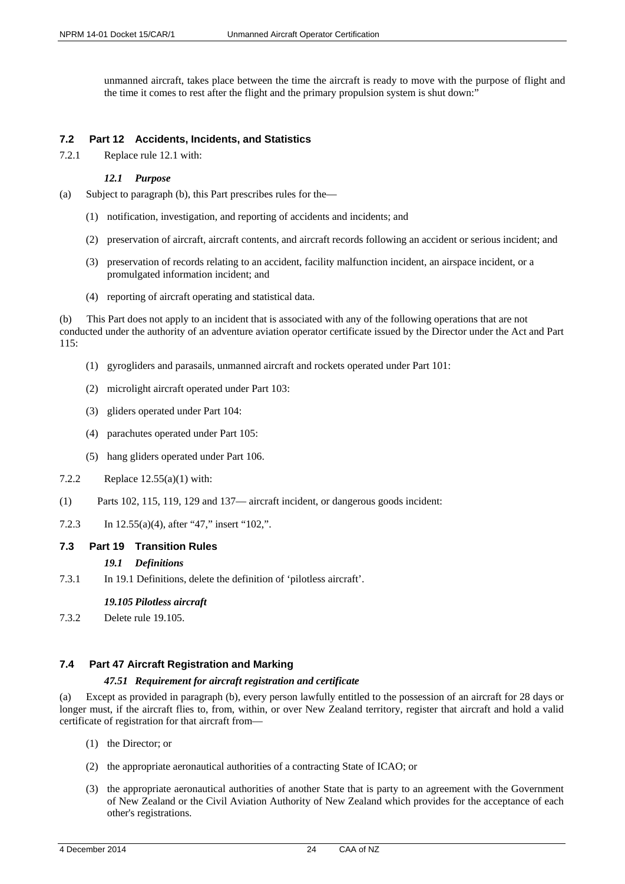unmanned aircraft, takes place between the time the aircraft is ready to move with the purpose of flight and the time it comes to rest after the flight and the primary propulsion system is shut down:"

## 7.2 Part 12 Accidents, Incidents, and Statistics

7.2.1 Replace rule 12.1 with:

***12.1 Purpose***

(a) Subject to paragraph (b), this Part prescribes rules for the—

(1) notification, investigation, and reporting of accidents and incidents; and

(2) preservation of aircraft, aircraft contents, and aircraft records following an accident or serious incident; and

(3) preservation of records relating to an accident, facility malfunction incident, an airspace incident, or a promulgated information incident; and

(4) reporting of aircraft operating and statistical data.

(b) This Part does not apply to an incident that is associated with any of the following operations that are not conducted under the authority of an adventure aviation operator certificate issued by the Director under the Act and Part 115:

(1) gyrogliders and parasails, unmanned aircraft and rockets operated under Part 101:

(2) microlight aircraft operated under Part 103:

(3) gliders operated under Part 104:

(4) parachutes operated under Part 105:

(5) hang gliders operated under Part 106.

7.2.2 Replace 12.55(a)(1) with:

(1) Parts 102, 115, 119, 129 and 137— aircraft incident, or dangerous goods incident:

7.2.3 In 12.55(a)(4), after "47," insert "102,".

## 7.3 Part 19 Transition Rules

***19.1 Definitions***

7.3.1 In 19.1 Definitions, delete the definition of 'pilotless aircraft'.

***19.105 Pilotless aircraft***

7.3.2 Delete rule 19.105.

## 7.4 Part 47 Aircraft Registration and Marking

***47.51 Requirement for aircraft registration and certificate***

(a) Except as provided in paragraph (b), every person lawfully entitled to the possession of an aircraft for 28 days or longer must, if the aircraft flies to, from, within, or over New Zealand territory, register that aircraft and hold a valid certificate of registration for that aircraft from—

(1) the Director; or

(2) the appropriate aeronautical authorities of a contracting State of ICAO; or

(3) the appropriate aeronautical authorities of another State that is party to an agreement with the Government of New Zealand or the Civil Aviation Authority of New Zealand which provides for the acceptance of each other's registrations.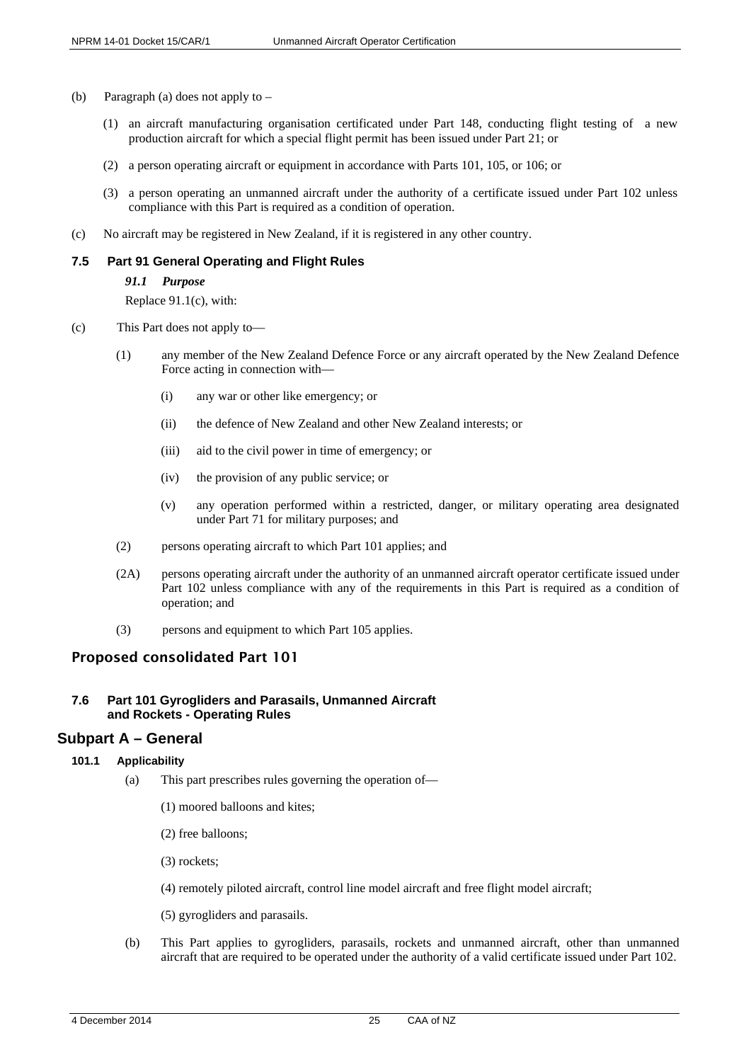(b) Paragraph (a) does not apply to –

(1) an aircraft manufacturing organisation certificated under Part 148, conducting flight testing of a new production aircraft for which a special flight permit has been issued under Part 21; or

(2) a person operating aircraft or equipment in accordance with Parts 101, 105, or 106; or

(3) a person operating an unmanned aircraft under the authority of a certificate issued under Part 102 unless compliance with this Part is required as a condition of operation.

(c) No aircraft may be registered in New Zealand, if it is registered in any other country.

### 7.5 Part 91 General Operating and Flight Rules

***91.1 Purpose***

Replace 91.1(c), with:

(c) This Part does not apply to—

(1) any member of the New Zealand Defence Force or any aircraft operated by the New Zealand Defence Force acting in connection with—

(i) any war or other like emergency; or

(ii) the defence of New Zealand and other New Zealand interests; or

(iii) aid to the civil power in time of emergency; or

(iv) the provision of any public service; or

(v) any operation performed within a restricted, danger, or military operating area designated under Part 71 for military purposes; and

(2) persons operating aircraft to which Part 101 applies; and

(2A) persons operating aircraft under the authority of an unmanned aircraft operator certificate issued under Part 102 unless compliance with any of the requirements in this Part is required as a condition of operation; and

(3) persons and equipment to which Part 105 applies.

## Proposed consolidated Part 101

### 7.6 Part 101 Gyrogliders and Parasails, Unmanned Aircraft and Rockets - Operating Rules

## Subpart A – General

#### 101.1 Applicability

(a) This part prescribes rules governing the operation of—

(1) moored balloons and kites;

(2) free balloons;

(3) rockets;

(4) remotely piloted aircraft, control line model aircraft and free flight model aircraft;

(5) gyrogliders and parasails.

(b) This Part applies to gyrogliders, parasails, rockets and unmanned aircraft, other than unmanned aircraft that are required to be operated under the authority of a valid certificate issued under Part 102.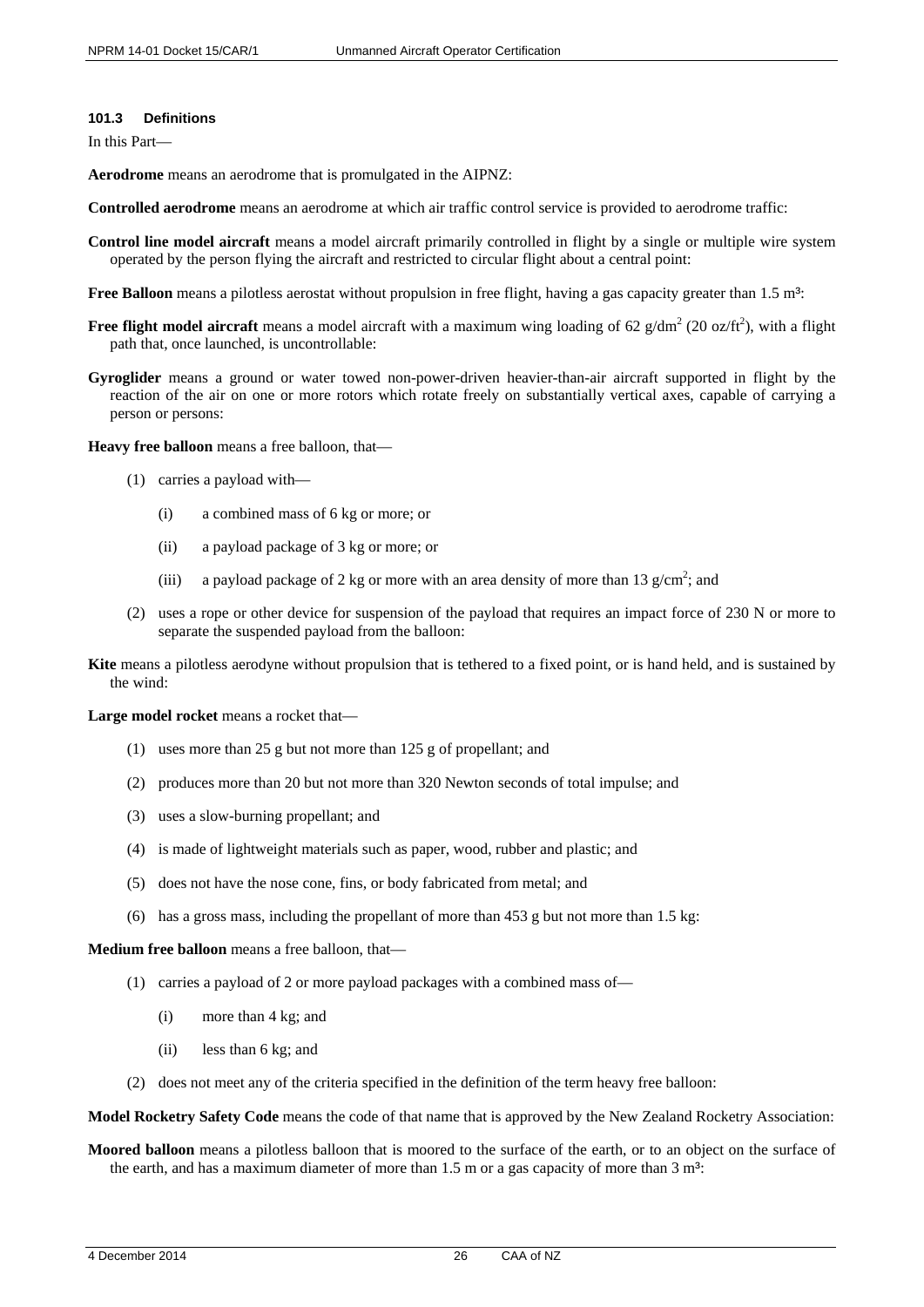### 101.3 Definitions

In this Part—

**Aerodrome** means an aerodrome that is promulgated in the AIPNZ:

**Controlled aerodrome** means an aerodrome at which air traffic control service is provided to aerodrome traffic:

**Control line model aircraft** means a model aircraft primarily controlled in flight by a single or multiple wire system operated by the person flying the aircraft and restricted to circular flight about a central point:

**Free Balloon** means a pilotless aerostat without propulsion in free flight, having a gas capacity greater than 1.5 $m^3$:

**Free flight model aircraft** means a model aircraft with a maximum wing loading of 62 $g/dm^2$ (20 $oz/ft^2$), with a flight path that, once launched, is uncontrollable:

**Gyroglider** means a ground or water towed non-power-driven heavier-than-air aircraft supported in flight by the reaction of the air on one or more rotors which rotate freely on substantially vertical axes, capable of carrying a person or persons:

**Heavy free balloon** means a free balloon, that—

- (1) carries a payload with—
  - (i) a combined mass of 6 kg or more; or
  - (ii) a payload package of 3 kg or more; or
  - (iii) a payload package of 2 kg or more with an area density of more than 13 $g/cm^2$; and
- (2) uses a rope or other device for suspension of the payload that requires an impact force of 230 N or more to separate the suspended payload from the balloon:

**Kite** means a pilotless aerodyne without propulsion that is tethered to a fixed point, or is hand held, and is sustained by the wind:

**Large model rocket** means a rocket that—

- (1) uses more than 25 g but not more than 125 g of propellant; and
- (2) produces more than 20 but not more than 320 Newton seconds of total impulse; and
- (3) uses a slow-burning propellant; and
- (4) is made of lightweight materials such as paper, wood, rubber and plastic; and
- (5) does not have the nose cone, fins, or body fabricated from metal; and
- (6) has a gross mass, including the propellant of more than 453 g but not more than 1.5 kg:

**Medium free balloon** means a free balloon, that—

- (1) carries a payload of 2 or more payload packages with a combined mass of—
  - (i) more than 4 kg; and
  - (ii) less than 6 kg; and
- (2) does not meet any of the criteria specified in the definition of the term heavy free balloon:

**Model Rocketry Safety Code** means the code of that name that is approved by the New Zealand Rocketry Association:

**Moored balloon** means a pilotless balloon that is moored to the surface of the earth, or to an object on the surface of the earth, and has a maximum diameter of more than 1.5 m or a gas capacity of more than 3 $m^3$: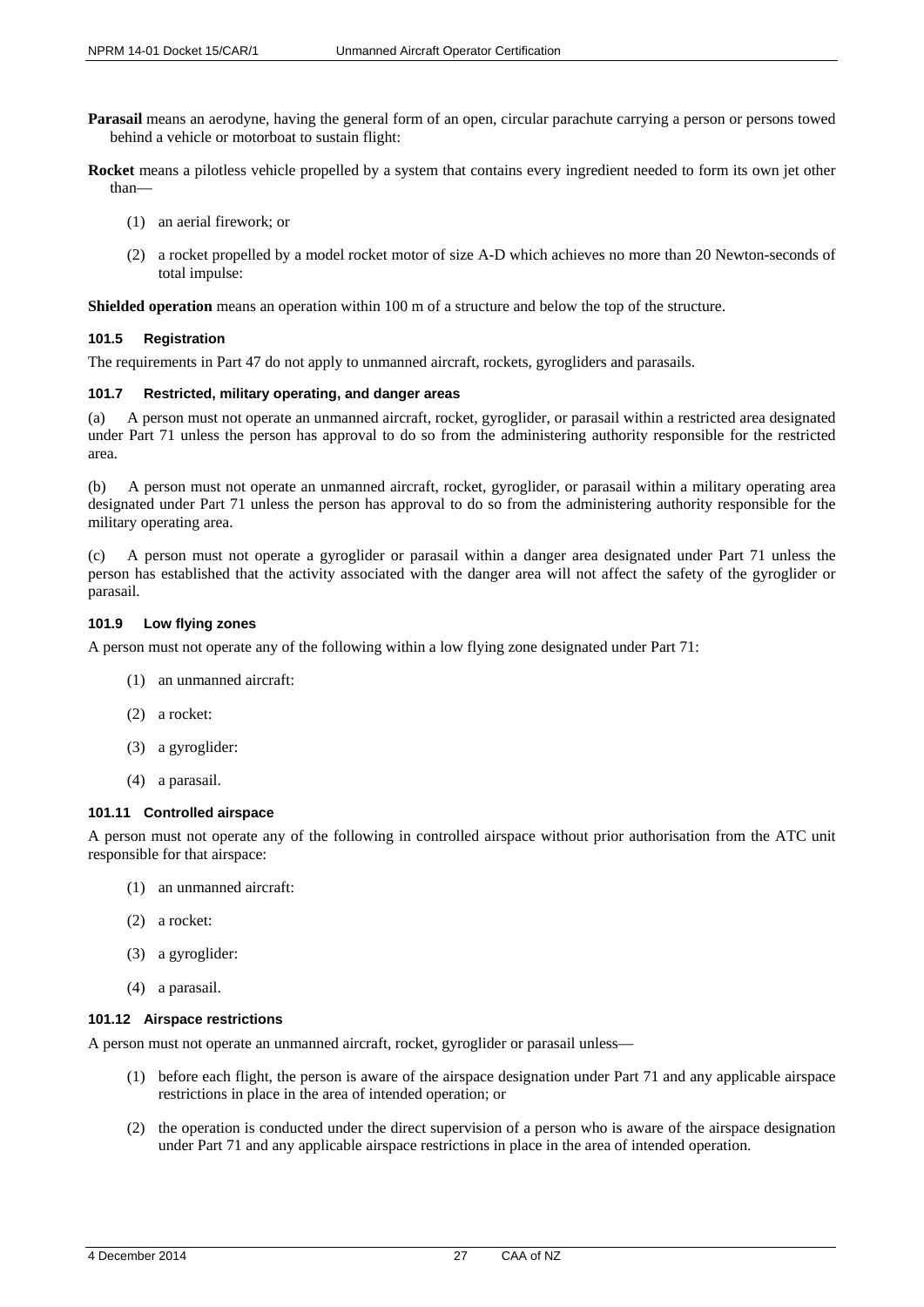**Parasail** means an aerodyne, having the general form of an open, circular parachute carrying a person or persons towed behind a vehicle or motorboat to sustain flight:

**Rocket** means a pilotless vehicle propelled by a system that contains every ingredient needed to form its own jet other than—

(1) an aerial firework; or

(2) a rocket propelled by a model rocket motor of size A-D which achieves no more than 20 Newton-seconds of total impulse:

**Shielded operation** means an operation within 100 m of a structure and below the top of the structure.

### 101.5 Registration

The requirements in Part 47 do not apply to unmanned aircraft, rockets, gyrogliders and parasails.

### 101.7 Restricted, military operating, and danger areas

(a) A person must not operate an unmanned aircraft, rocket, gyroglider, or parasail within a restricted area designated under Part 71 unless the person has approval to do so from the administering authority responsible for the restricted area.

(b) A person must not operate an unmanned aircraft, rocket, gyroglider, or parasail within a military operating area designated under Part 71 unless the person has approval to do so from the administering authority responsible for the military operating area.

(c) A person must not operate a gyroglider or parasail within a danger area designated under Part 71 unless the person has established that the activity associated with the danger area will not affect the safety of the gyroglider or parasail.

### 101.9 Low flying zones

A person must not operate any of the following within a low flying zone designated under Part 71:

(1) an unmanned aircraft:

(2) a rocket:

(3) a gyroglider:

(4) a parasail.

### 101.11 Controlled airspace

A person must not operate any of the following in controlled airspace without prior authorisation from the ATC unit responsible for that airspace:

(1) an unmanned aircraft:

(2) a rocket:

(3) a gyroglider:

(4) a parasail.

### 101.12 Airspace restrictions

A person must not operate an unmanned aircraft, rocket, gyroglider or parasail unless—

(1) before each flight, the person is aware of the airspace designation under Part 71 and any applicable airspace restrictions in place in the area of intended operation; or

(2) the operation is conducted under the direct supervision of a person who is aware of the airspace designation under Part 71 and any applicable airspace restrictions in place in the area of intended operation.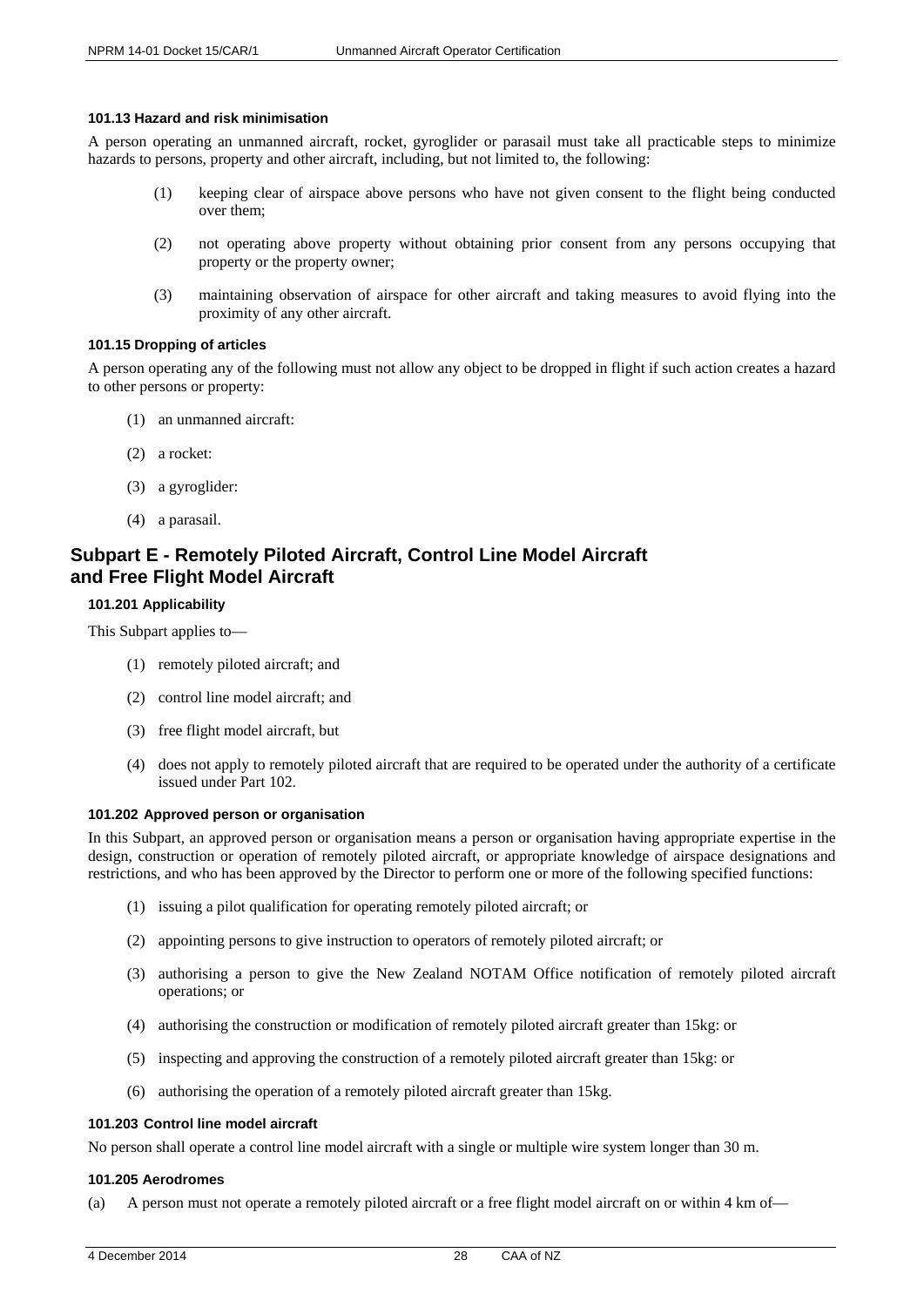#### 101.13 Hazard and risk minimisation

A person operating an unmanned aircraft, rocket, gyroglider or parasail must take all practicable steps to minimize hazards to persons, property and other aircraft, including, but not limited to, the following:

(1) keeping clear of airspace above persons who have not given consent to the flight being conducted over them;

(2) not operating above property without obtaining prior consent from any persons occupying that property or the property owner;

(3) maintaining observation of airspace for other aircraft and taking measures to avoid flying into the proximity of any other aircraft.

#### 101.15 Dropping of articles

A person operating any of the following must not allow any object to be dropped in flight if such action creates a hazard to other persons or property:

(1) an unmanned aircraft:

(2) a rocket:

(3) a gyroglider:

(4) a parasail.

## Subpart E - Remotely Piloted Aircraft, Control Line Model Aircraft and Free Flight Model Aircraft

#### 101.201 Applicability

This Subpart applies to—

(1) remotely piloted aircraft; and

(2) control line model aircraft; and

(3) free flight model aircraft, but

(4) does not apply to remotely piloted aircraft that are required to be operated under the authority of a certificate issued under Part 102.

#### 101.202 Approved person or organisation

In this Subpart, an approved person or organisation means a person or organisation having appropriate expertise in the design, construction or operation of remotely piloted aircraft, or appropriate knowledge of airspace designations and restrictions, and who has been approved by the Director to perform one or more of the following specified functions:

(1) issuing a pilot qualification for operating remotely piloted aircraft; or

(2) appointing persons to give instruction to operators of remotely piloted aircraft; or

(3) authorising a person to give the New Zealand NOTAM Office notification of remotely piloted aircraft operations; or

(4) authorising the construction or modification of remotely piloted aircraft greater than 15kg: or

(5) inspecting and approving the construction of a remotely piloted aircraft greater than 15kg: or

(6) authorising the operation of a remotely piloted aircraft greater than 15kg.

#### 101.203 Control line model aircraft

No person shall operate a control line model aircraft with a single or multiple wire system longer than 30 m.

#### 101.205 Aerodromes

(a) A person must not operate a remotely piloted aircraft or a free flight model aircraft on or within 4 km of—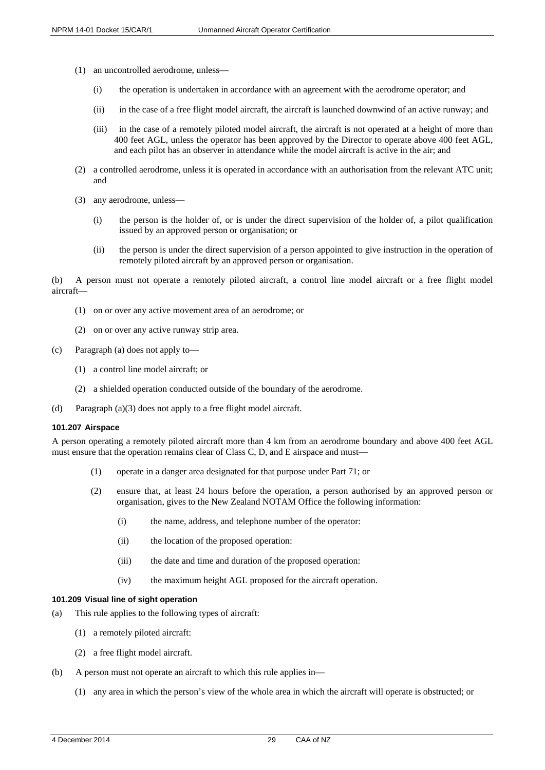(1) an uncontrolled aerodrome, unless—

(i) the operation is undertaken in accordance with an agreement with the aerodrome operator; and

(ii) in the case of a free flight model aircraft, the aircraft is launched downwind of an active runway; and

(iii) in the case of a remotely piloted model aircraft, the aircraft is not operated at a height of more than 400 feet AGL, unless the operator has been approved by the Director to operate above 400 feet AGL, and each pilot has an observer in attendance while the model aircraft is active in the air; and

(2) a controlled aerodrome, unless it is operated in accordance with an authorisation from the relevant ATC unit; and

(3) any aerodrome, unless—

(i) the person is the holder of, or is under the direct supervision of the holder of, a pilot qualification issued by an approved person or organisation; or

(ii) the person is under the direct supervision of a person appointed to give instruction in the operation of remotely piloted aircraft by an approved person or organisation.

(b) A person must not operate a remotely piloted aircraft, a control line model aircraft or a free flight model aircraft—

(1) on or over any active movement area of an aerodrome; or

(2) on or over any active runway strip area.

(c) Paragraph (a) does not apply to—

(1) a control line model aircraft; or

(2) a shielded operation conducted outside of the boundary of the aerodrome.

(d) Paragraph (a)(3) does not apply to a free flight model aircraft.

#### 101.207 Airspace

A person operating a remotely piloted aircraft more than 4 km from an aerodrome boundary and above 400 feet AGL must ensure that the operation remains clear of Class C, D, and E airspace and must—

(1) operate in a danger area designated for that purpose under Part 71; or

(2) ensure that, at least 24 hours before the operation, a person authorised by an approved person or organisation, gives to the New Zealand NOTAM Office the following information:

(i) the name, address, and telephone number of the operator:

(ii) the location of the proposed operation:

(iii) the date and time and duration of the proposed operation:

(iv) the maximum height AGL proposed for the aircraft operation.

#### 101.209 Visual line of sight operation

(a) This rule applies to the following types of aircraft:

(1) a remotely piloted aircraft:

(2) a free flight model aircraft.

(b) A person must not operate an aircraft to which this rule applies in—

(1) any area in which the person's view of the whole area in which the aircraft will operate is obstructed; or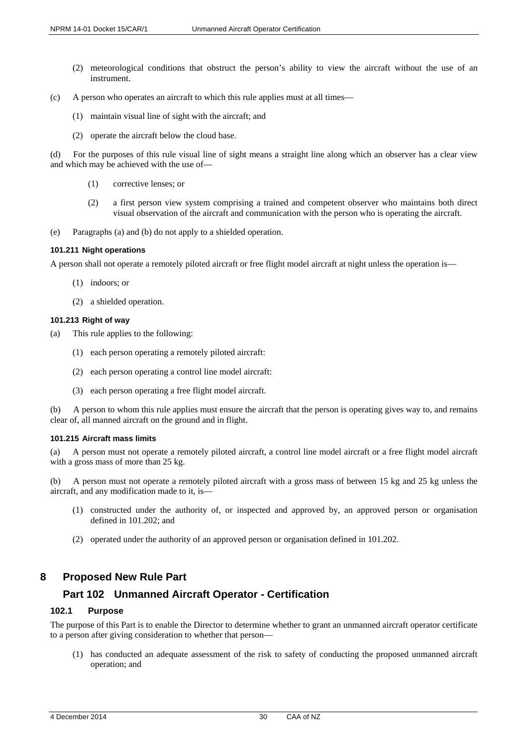(2) meteorological conditions that obstruct the person's ability to view the aircraft without the use of an instrument.

(c) A person who operates an aircraft to which this rule applies must at all times—

(1) maintain visual line of sight with the aircraft; and

(2) operate the aircraft below the cloud base.

(d) For the purposes of this rule visual line of sight means a straight line along which an observer has a clear view and which may be achieved with the use of—

(1) corrective lenses; or

(2) a first person view system comprising a trained and competent observer who maintains both direct visual observation of the aircraft and communication with the person who is operating the aircraft.

(e) Paragraphs (a) and (b) do not apply to a shielded operation.

#### 101.211 Night operations

A person shall not operate a remotely piloted aircraft or free flight model aircraft at night unless the operation is—

(1) indoors; or

(2) a shielded operation.

#### 101.213 Right of way

(a) This rule applies to the following:

(1) each person operating a remotely piloted aircraft:

(2) each person operating a control line model aircraft:

(3) each person operating a free flight model aircraft.

(b) A person to whom this rule applies must ensure the aircraft that the person is operating gives way to, and remains clear of, all manned aircraft on the ground and in flight.

#### 101.215 Aircraft mass limits

(a) A person must not operate a remotely piloted aircraft, a control line model aircraft or a free flight model aircraft with a gross mass of more than 25 kg.

(b) A person must not operate a remotely piloted aircraft with a gross mass of between 15 kg and 25 kg unless the aircraft, and any modification made to it, is—

(1) constructed under the authority of, or inspected and approved by, an approved person or organisation defined in 101.202; and

(2) operated under the authority of an approved person or organisation defined in 101.202.

## 8 Proposed New Rule Part

### Part 102 Unmanned Aircraft Operator - Certification

#### 102.1 Purpose

The purpose of this Part is to enable the Director to determine whether to grant an unmanned aircraft operator certificate to a person after giving consideration to whether that person—

(1) has conducted an adequate assessment of the risk to safety of conducting the proposed unmanned aircraft operation; and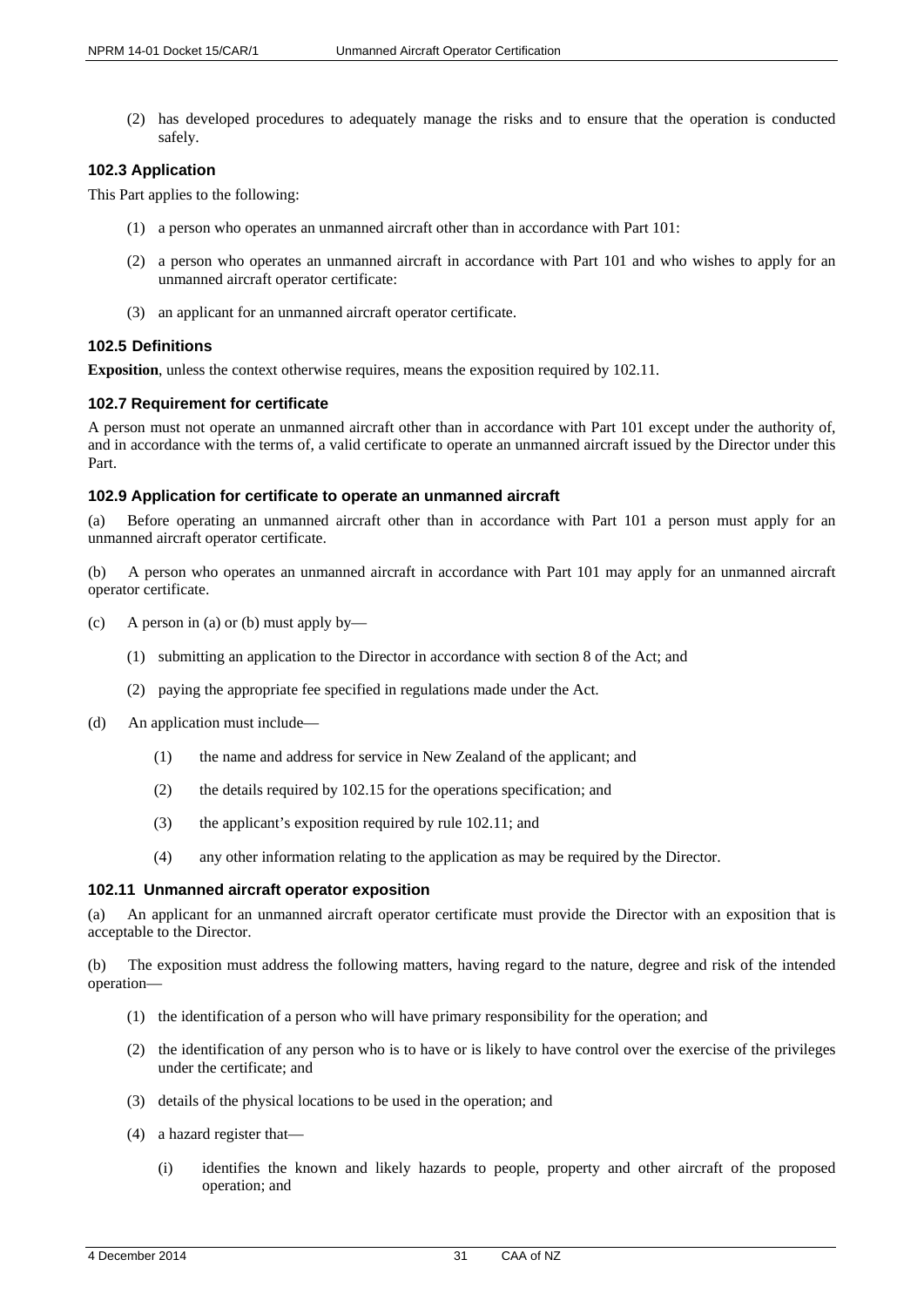(2) has developed procedures to adequately manage the risks and to ensure that the operation is conducted safely.

### 102.3 Application

This Part applies to the following:

(1) a person who operates an unmanned aircraft other than in accordance with Part 101:

(2) a person who operates an unmanned aircraft in accordance with Part 101 and who wishes to apply for an unmanned aircraft operator certificate:

(3) an applicant for an unmanned aircraft operator certificate.

### 102.5 Definitions

**Exposition**, unless the context otherwise requires, means the exposition required by 102.11.

### 102.7 Requirement for certificate

A person must not operate an unmanned aircraft other than in accordance with Part 101 except under the authority of, and in accordance with the terms of, a valid certificate to operate an unmanned aircraft issued by the Director under this Part.

### 102.9 Application for certificate to operate an unmanned aircraft

(a) Before operating an unmanned aircraft other than in accordance with Part 101 a person must apply for an unmanned aircraft operator certificate.

(b) A person who operates an unmanned aircraft in accordance with Part 101 may apply for an unmanned aircraft operator certificate.

(c) A person in (a) or (b) must apply by—

(1) submitting an application to the Director in accordance with section 8 of the Act; and

(2) paying the appropriate fee specified in regulations made under the Act.

(d) An application must include—

(1) the name and address for service in New Zealand of the applicant; and

(2) the details required by 102.15 for the operations specification; and

(3) the applicant's exposition required by rule 102.11; and

(4) any other information relating to the application as may be required by the Director.

### 102.11 Unmanned aircraft operator exposition

(a) An applicant for an unmanned aircraft operator certificate must provide the Director with an exposition that is acceptable to the Director.

(b) The exposition must address the following matters, having regard to the nature, degree and risk of the intended operation—

(1) the identification of a person who will have primary responsibility for the operation; and

(2) the identification of any person who is to have or is likely to have control over the exercise of the privileges under the certificate; and

(3) details of the physical locations to be used in the operation; and

(4) a hazard register that—

(i) identifies the known and likely hazards to people, property and other aircraft of the proposed operation; and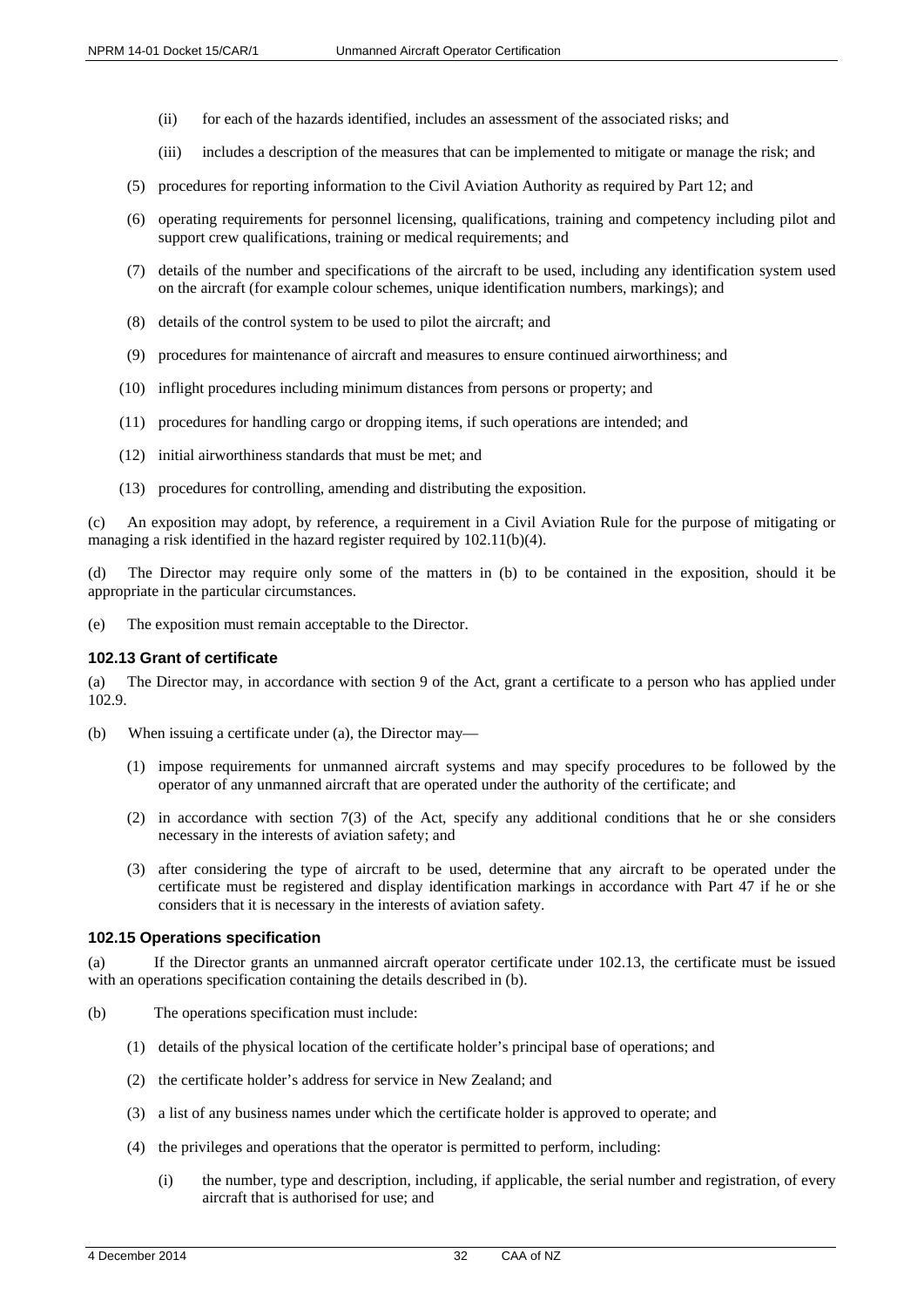(ii) for each of the hazards identified, includes an assessment of the associated risks; and

(iii) includes a description of the measures that can be implemented to mitigate or manage the risk; and

(5) procedures for reporting information to the Civil Aviation Authority as required by Part 12; and

(6) operating requirements for personnel licensing, qualifications, training and competency including pilot and support crew qualifications, training or medical requirements; and

(7) details of the number and specifications of the aircraft to be used, including any identification system used on the aircraft (for example colour schemes, unique identification numbers, markings); and

(8) details of the control system to be used to pilot the aircraft; and

(9) procedures for maintenance of aircraft and measures to ensure continued airworthiness; and

(10) inflight procedures including minimum distances from persons or property; and

(11) procedures for handling cargo or dropping items, if such operations are intended; and

(12) initial airworthiness standards that must be met; and

(13) procedures for controlling, amending and distributing the exposition.

(c) An exposition may adopt, by reference, a requirement in a Civil Aviation Rule for the purpose of mitigating or managing a risk identified in the hazard register required by 102.11(b)(4).

(d) The Director may require only some of the matters in (b) to be contained in the exposition, should it be appropriate in the particular circumstances.

(e) The exposition must remain acceptable to the Director.

### 102.13 Grant of certificate

(a) The Director may, in accordance with section 9 of the Act, grant a certificate to a person who has applied under 102.9.

(b) When issuing a certificate under (a), the Director may—

(1) impose requirements for unmanned aircraft systems and may specify procedures to be followed by the operator of any unmanned aircraft that are operated under the authority of the certificate; and

(2) in accordance with section 7(3) of the Act, specify any additional conditions that he or she considers necessary in the interests of aviation safety; and

(3) after considering the type of aircraft to be used, determine that any aircraft to be operated under the certificate must be registered and display identification markings in accordance with Part 47 if he or she considers that it is necessary in the interests of aviation safety.

### 102.15 Operations specification

(a) If the Director grants an unmanned aircraft operator certificate under 102.13, the certificate must be issued with an operations specification containing the details described in (b).

(b) The operations specification must include:

(1) details of the physical location of the certificate holder's principal base of operations; and

(2) the certificate holder's address for service in New Zealand; and

(3) a list of any business names under which the certificate holder is approved to operate; and

(4) the privileges and operations that the operator is permitted to perform, including:

(i) the number, type and description, including, if applicable, the serial number and registration, of every aircraft that is authorised for use; and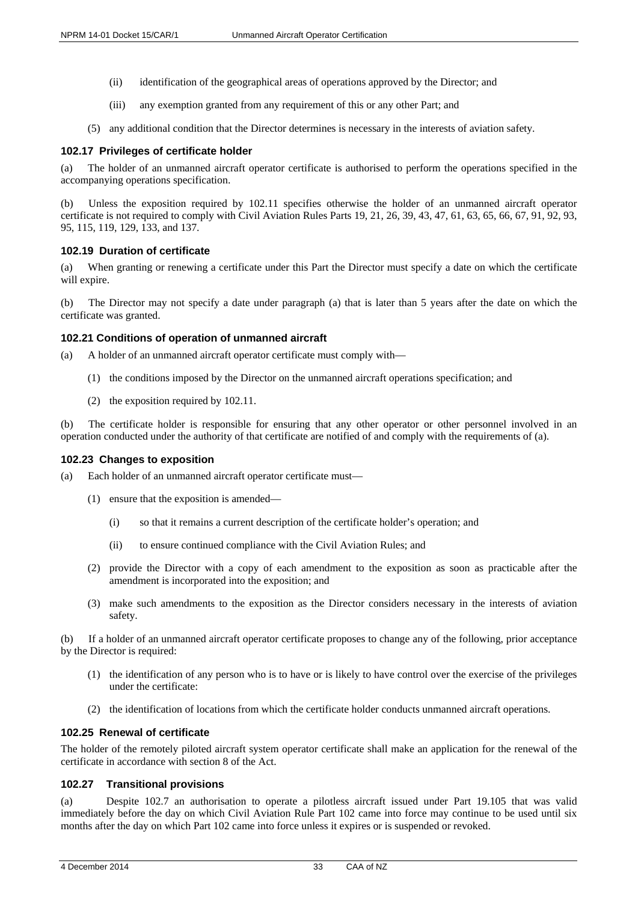(ii) identification of the geographical areas of operations approved by the Director; and

(iii) any exemption granted from any requirement of this or any other Part; and

(5) any additional condition that the Director determines is necessary in the interests of aviation safety.

### 102.17 Privileges of certificate holder

(a) The holder of an unmanned aircraft operator certificate is authorised to perform the operations specified in the accompanying operations specification.

(b) Unless the exposition required by 102.11 specifies otherwise the holder of an unmanned aircraft operator certificate is not required to comply with Civil Aviation Rules Parts 19, 21, 26, 39, 43, 47, 61, 63, 65, 66, 67, 91, 92, 93, 95, 115, 119, 129, 133, and 137.

### 102.19 Duration of certificate

(a) When granting or renewing a certificate under this Part the Director must specify a date on which the certificate will expire.

(b) The Director may not specify a date under paragraph (a) that is later than 5 years after the date on which the certificate was granted.

### 102.21 Conditions of operation of unmanned aircraft

(a) A holder of an unmanned aircraft operator certificate must comply with—

(1) the conditions imposed by the Director on the unmanned aircraft operations specification; and

(2) the exposition required by 102.11.

(b) The certificate holder is responsible for ensuring that any other operator or other personnel involved in an operation conducted under the authority of that certificate are notified of and comply with the requirements of (a).

### 102.23 Changes to exposition

(a) Each holder of an unmanned aircraft operator certificate must—

(1) ensure that the exposition is amended—

(i) so that it remains a current description of the certificate holder's operation; and

(ii) to ensure continued compliance with the Civil Aviation Rules; and

(2) provide the Director with a copy of each amendment to the exposition as soon as practicable after the amendment is incorporated into the exposition; and

(3) make such amendments to the exposition as the Director considers necessary in the interests of aviation safety.

(b) If a holder of an unmanned aircraft operator certificate proposes to change any of the following, prior acceptance by the Director is required:

(1) the identification of any person who is to have or is likely to have control over the exercise of the privileges under the certificate:

(2) the identification of locations from which the certificate holder conducts unmanned aircraft operations.

### 102.25 Renewal of certificate

The holder of the remotely piloted aircraft system operator certificate shall make an application for the renewal of the certificate in accordance with section 8 of the Act.

### 102.27 Transitional provisions

(a) Despite 102.7 an authorisation to operate a pilotless aircraft issued under Part 19.105 that was valid immediately before the day on which Civil Aviation Rule Part 102 came into force may continue to be used until six months after the day on which Part 102 came into force unless it expires or is suspended or revoked.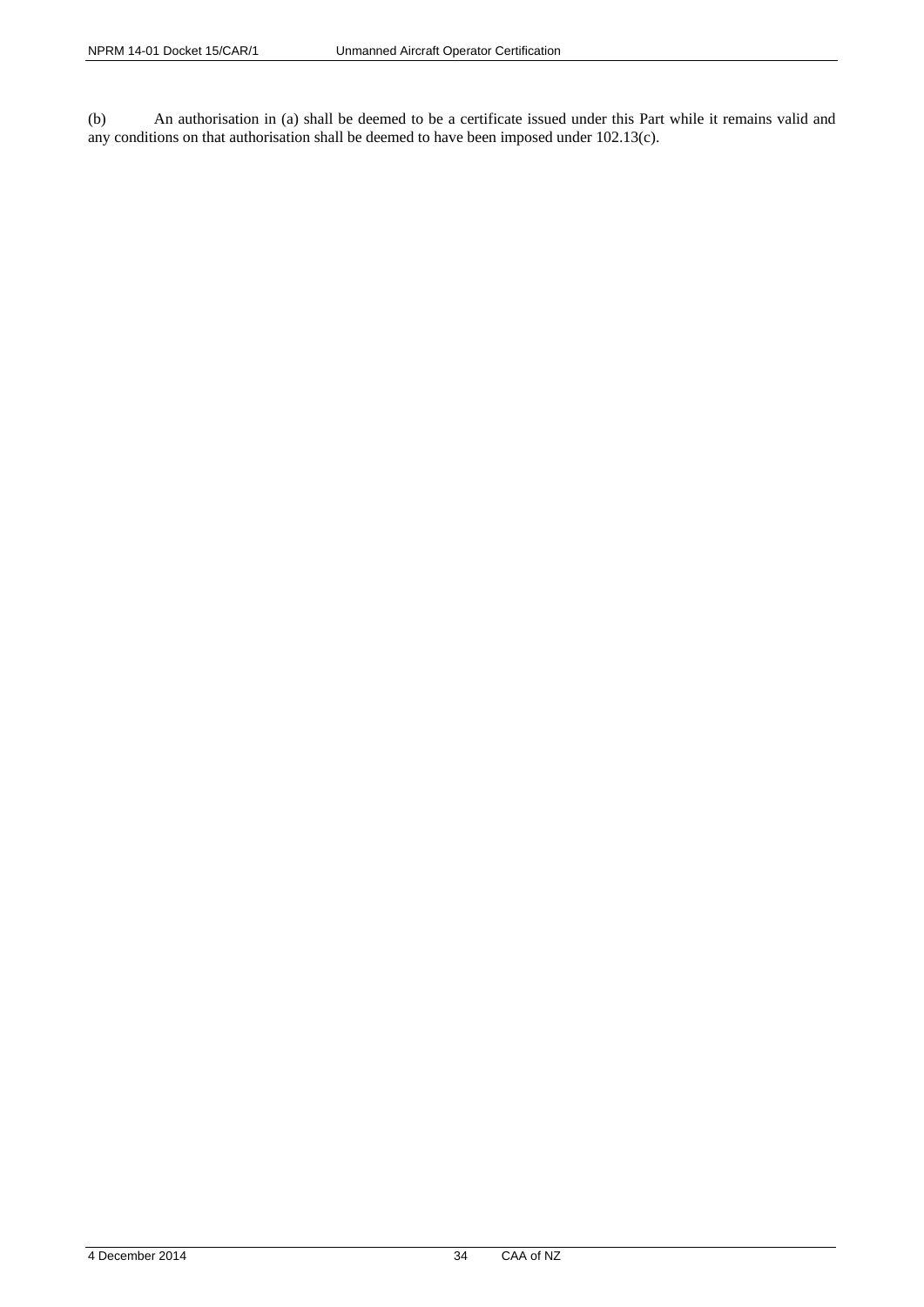(b) An authorisation in (a) shall be deemed to be a certificate issued under this Part while it remains valid and any conditions on that authorisation shall be deemed to have been imposed under 102.13(c).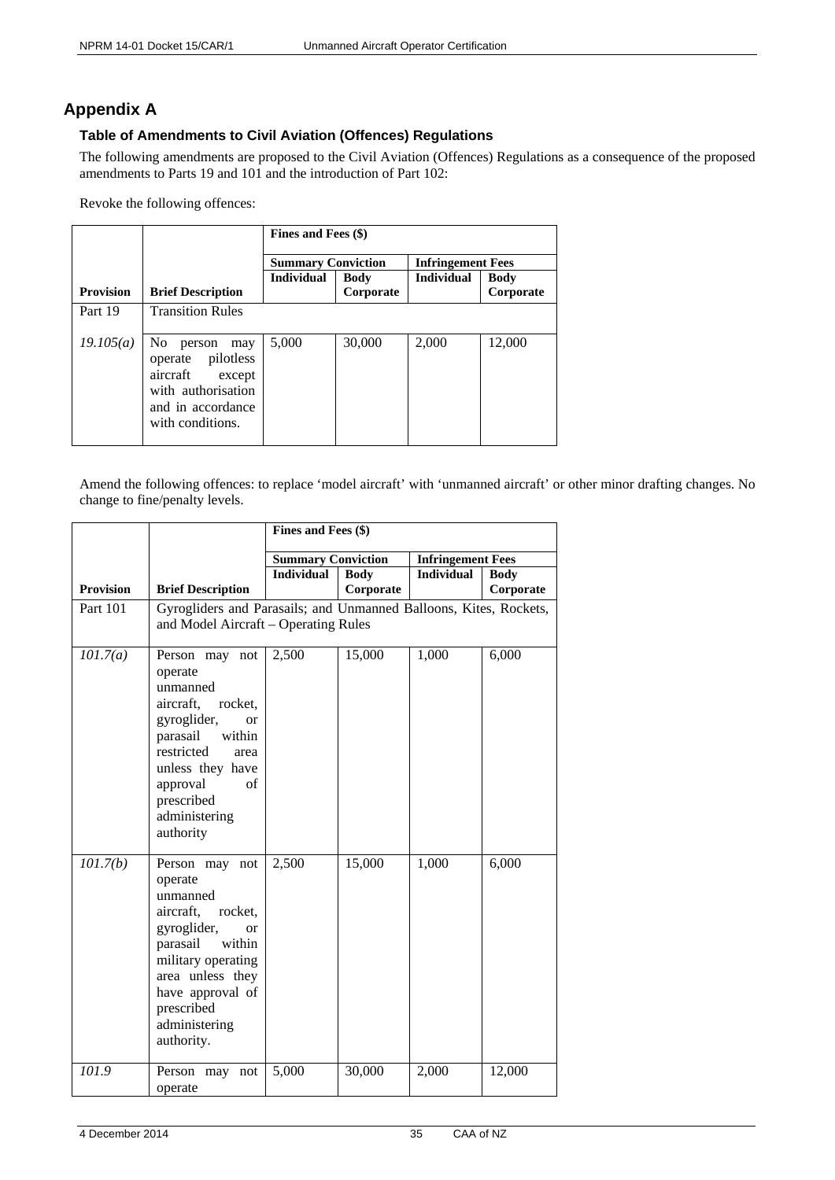## Appendix A

### Table of Amendments to Civil Aviation (Offences) Regulations

The following amendments are proposed to the Civil Aviation (Offences) Regulations as a consequence of the proposed amendments to Parts 19 and 101 and the introduction of Part 102:

Revoke the following offences:

| | | Fines and Fees ($) | | | |
|---|---|---|---|---|---|
| | | Summary Conviction | | Infringement Fees | |
| **Provision** | **Brief Description** | **Individual** | **Body Corporate** | **Individual** | **Body Corporate** |
| Part 19 | Transition Rules | | | | |
| *19.105(a)* | No person may operate pilotless aircraft except with authorisation and in accordance with conditions. | 5,000 | 30,000 | 2,000 | 12,000 |

Amend the following offences: to replace 'model aircraft' with 'unmanned aircraft' or other minor drafting changes. No change to fine/penalty levels.

| | | Fines and Fees ($) | | | |
|---|---|---|---|---|---|
| | | Summary Conviction | | Infringement Fees | |
| **Provision** | **Brief Description** | **Individual** | **Body Corporate** | **Individual** | **Body Corporate** |
| Part 101 | Gyrogliders and Parasails; and Unmanned Balloons, Kites, Rockets, and Model Aircraft – Operating Rules | | | | |
| *101.7(a)* | Person may not operate unmanned aircraft, rocket, gyroglider, or parasail within restricted area unless they have approval of prescribed administering authority | 2,500 | 15,000 | 1,000 | 6,000 |
| *101.7(b)* | Person may not operate unmanned aircraft, rocket, gyroglider, or parasail within military operating area unless they have approval of prescribed administering authority. | 2,500 | 15,000 | 1,000 | 6,000 |
| *101.9* | Person may not operate | 5,000 | 30,000 | 2,000 | 12,000 |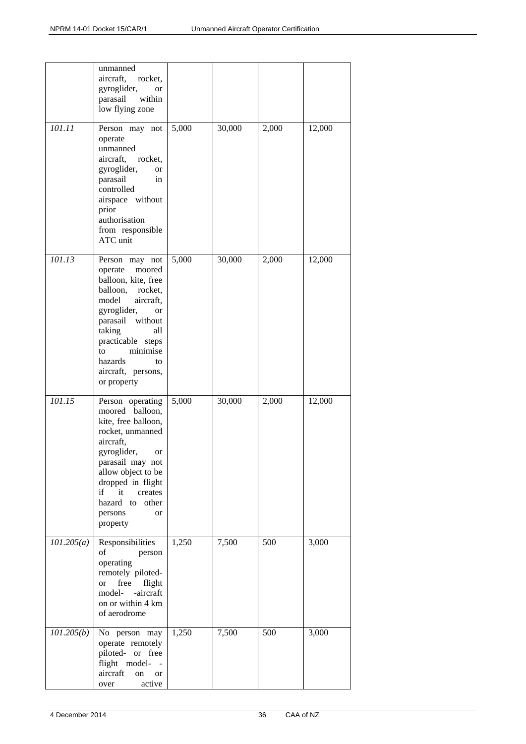| | | | | | |
|---|---|---|---|---|---|
| | unmanned aircraft, rocket, gyroglider, or parasail within low flying zone | | | | |
| *101.11* | Person may not operate unmanned aircraft, rocket, gyroglider, or parasail in controlled airspace without prior authorisation from responsible ATC unit | 5,000 | 30,000 | 2,000 | 12,000 |
| *101.13* | Person may not operate moored balloon, kite, free balloon, rocket, model aircraft, gyroglider, or parasail without taking all practicable steps to minimise hazards to aircraft, persons, or property | 5,000 | 30,000 | 2,000 | 12,000 |
| *101.15* | Person operating moored balloon, kite, free balloon, rocket, unmanned aircraft, gyroglider, or parasail may not allow object to be dropped in flight if it creates hazard to other persons or property | 5,000 | 30,000 | 2,000 | 12,000 |
| *101.205(a)* | Responsibilities of person operating remotely piloted- or free flight model- -aircraft on or within 4 km of aerodrome | 1,250 | 7,500 | 500 | 3,000 |
| *101.205(b)* | No person may operate remotely piloted- or free flight model- -aircraft on or over active | 1,250 | 7,500 | 500 | 3,000 |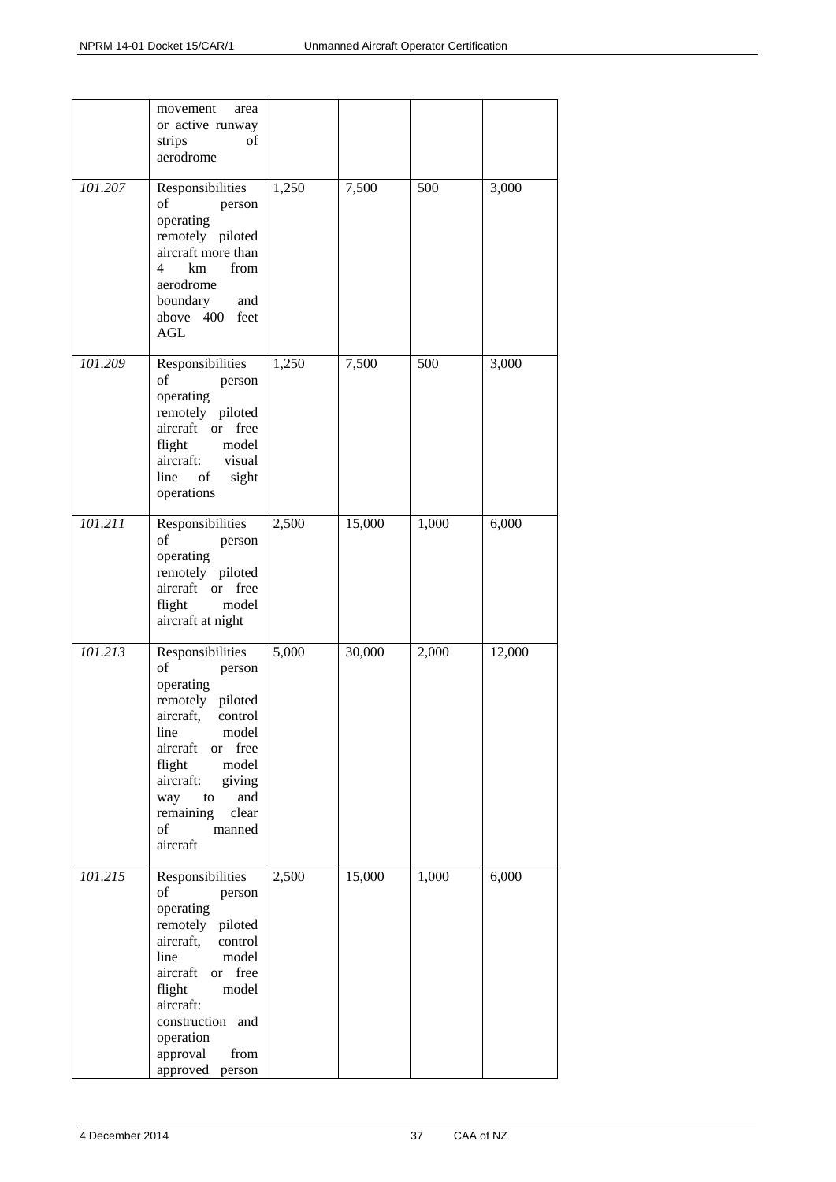| | | | | | |
|---|---|---|---|---|---|
| | movement area or active runway strips of aerodrome | | | | |
| *101.207* | Responsibilities of person operating remotely piloted aircraft more than 4 km from aerodrome boundary and above 400 feet AGL | 1,250 | 7,500 | 500 | 3,000 |
| *101.209* | Responsibilities of person operating remotely piloted aircraft or free flight model aircraft: visual line of sight operations | 1,250 | 7,500 | 500 | 3,000 |
| *101.211* | Responsibilities of person operating remotely piloted aircraft or free flight model aircraft at night | 2,500 | 15,000 | 1,000 | 6,000 |
| *101.213* | Responsibilities of person operating remotely piloted aircraft, control line model aircraft or free flight model aircraft: giving way to and remaining clear of manned aircraft | 5,000 | 30,000 | 2,000 | 12,000 |
| *101.215* | Responsibilities of person operating remotely piloted aircraft, control line model aircraft or free flight model aircraft: construction and operation approval from approved person | 2,500 | 15,000 | 1,000 | 6,000 |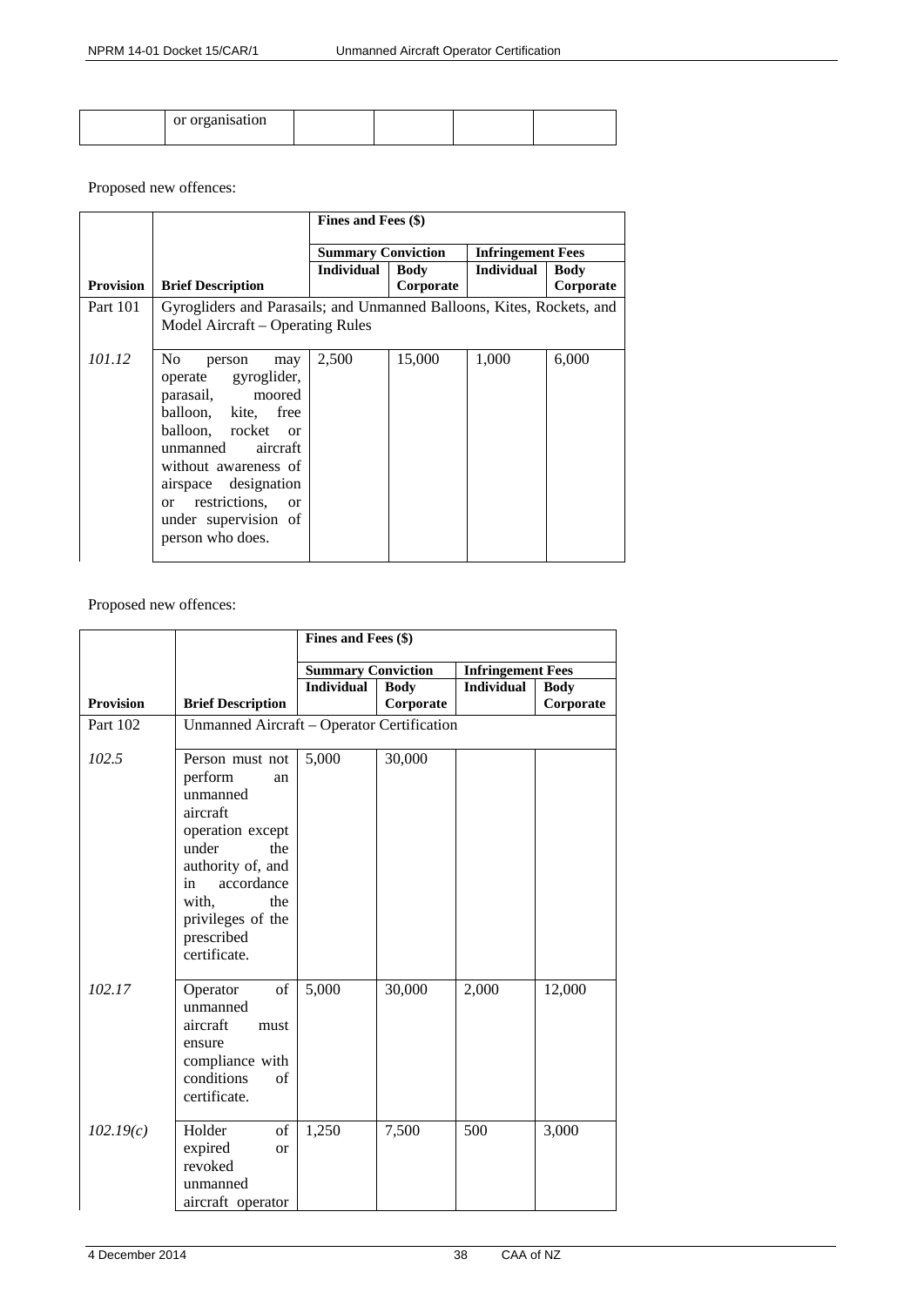| | or organisation | | | | |
|---|---|---|---|---|---|

Proposed new offences:

| | | Fines and Fees ($) | | | |
|---|---|---|---|---|---|
| | | Summary Conviction | | Infringement Fees | |
| **Provision** | **Brief Description** | **Individual** | **Body Corporate** | **Individual** | **Body Corporate** |
| Part 101 | Gyrogliders and Parasails; and Unmanned Balloons, Kites, Rockets, and Model Aircraft – Operating Rules | | | | |
| *101.12* | No person may operate gyroglider, parasail, moored balloon, kite, free balloon, rocket or unmanned aircraft without awareness of airspace designation or restrictions, or under supervision of person who does. | 2,500 | 15,000 | 1,000 | 6,000 |

Proposed new offences:

| | | Fines and Fees ($) | | | |
|---|---|---|---|---|---|
| | | Summary Conviction | | Infringement Fees | |
| **Provision** | **Brief Description** | **Individual** | **Body Corporate** | **Individual** | **Body Corporate** |
| Part 102 | Unmanned Aircraft – Operator Certification | | | | |
| *102.5* | Person must not perform an unmanned aircraft operation except under the authority of, and in accordance with, the privileges of the prescribed certificate. | 5,000 | 30,000 | | |
| *102.17* | Operator of unmanned aircraft must ensure compliance with conditions of certificate. | 5,000 | 30,000 | 2,000 | 12,000 |
| *102.19(c)* | Holder of expired or revoked unmanned aircraft operator | 1,250 | 7,500 | 500 | 3,000 |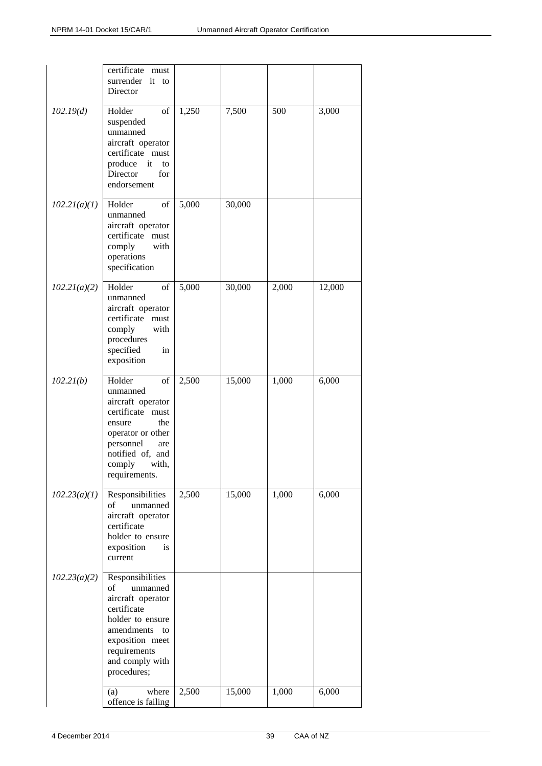| | | | | | |
|---|---|---|---|---|---|
| | certificate must surrender it to Director | | | | |
| *102.19(d)* | Holder of suspended unmanned aircraft operator certificate must produce it to Director for endorsement | 1,250 | 7,500 | 500 | 3,000 |
| *102.21(a)(1)* | Holder of unmanned aircraft operator certificate must comply with operations specification | 5,000 | 30,000 | | |
| *102.21(a)(2)* | Holder of unmanned aircraft operator certificate must comply with procedures specified in exposition | 5,000 | 30,000 | 2,000 | 12,000 |
| *102.21(b)* | Holder of unmanned aircraft operator certificate must ensure the operator or other personnel are notified of, and comply with, requirements. | 2,500 | 15,000 | 1,000 | 6,000 |
| *102.23(a)(1)* | Responsibilities of unmanned aircraft operator certificate holder to ensure exposition is current | 2,500 | 15,000 | 1,000 | 6,000 |
| *102.23(a)(2)* | Responsibilities of unmanned aircraft operator certificate holder to ensure amendments to exposition meet requirements and comply with procedures; | | | | |
| | (a) where offence is failing | 2,500 | 15,000 | 1,000 | 6,000 |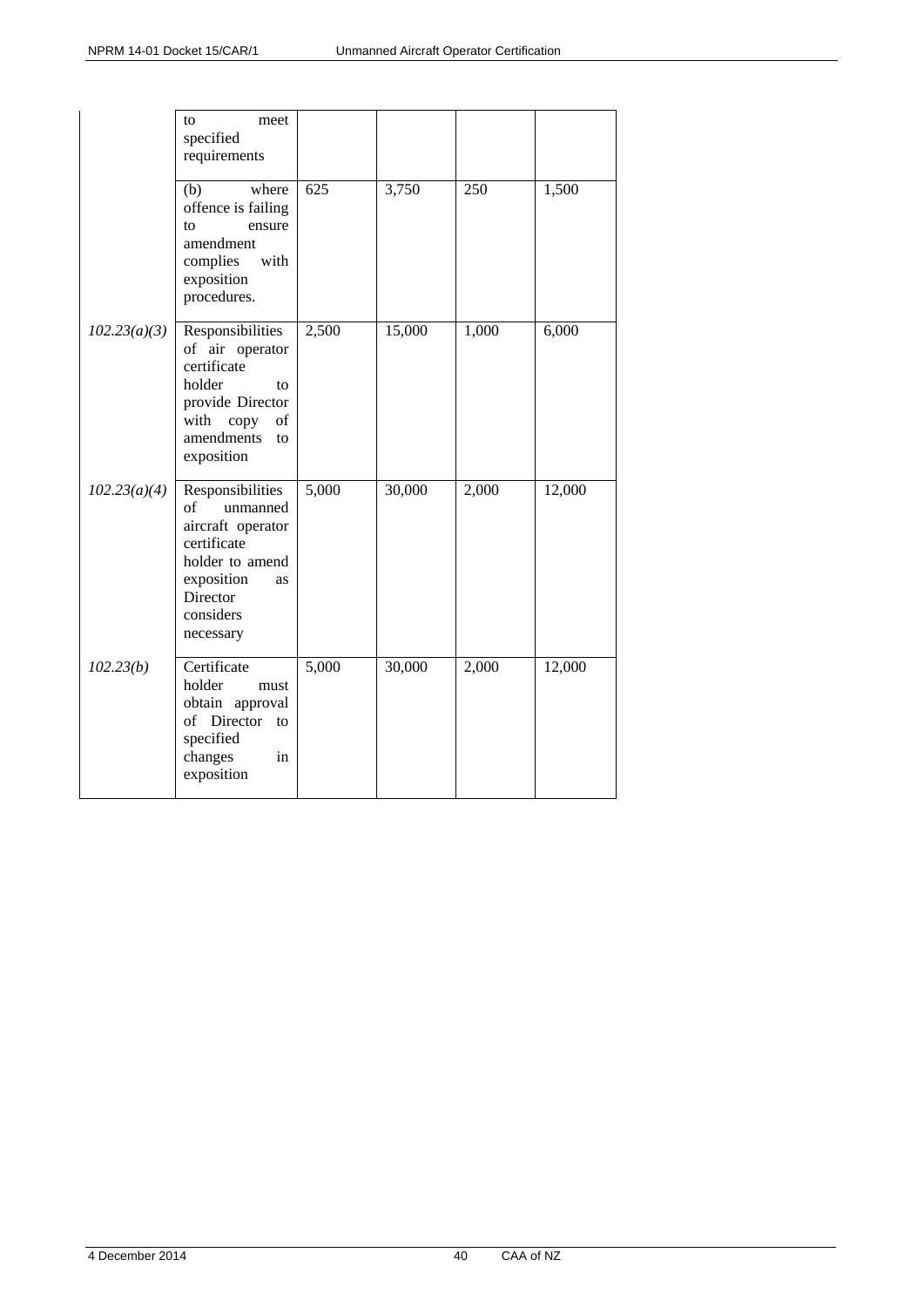| | | | | | |
|---|---|---|---|---|---|
| | to meet specified requirements | | | | |
| | (b) where offence is failing to ensure amendment complies with exposition procedures. | 625 | 3,750 | 250 | 1,500 |
| *102.23(a)(3)* | Responsibilities of air operator certificate holder to provide Director with copy of amendments to exposition | 2,500 | 15,000 | 1,000 | 6,000 |
| *102.23(a)(4)* | Responsibilities of unmanned aircraft operator certificate holder to amend exposition as Director considers necessary | 5,000 | 30,000 | 2,000 | 12,000 |
| *102.23(b)* | Certificate holder must obtain approval of Director to specified changes in exposition | 5,000 | 30,000 | 2,000 | 12,000 |